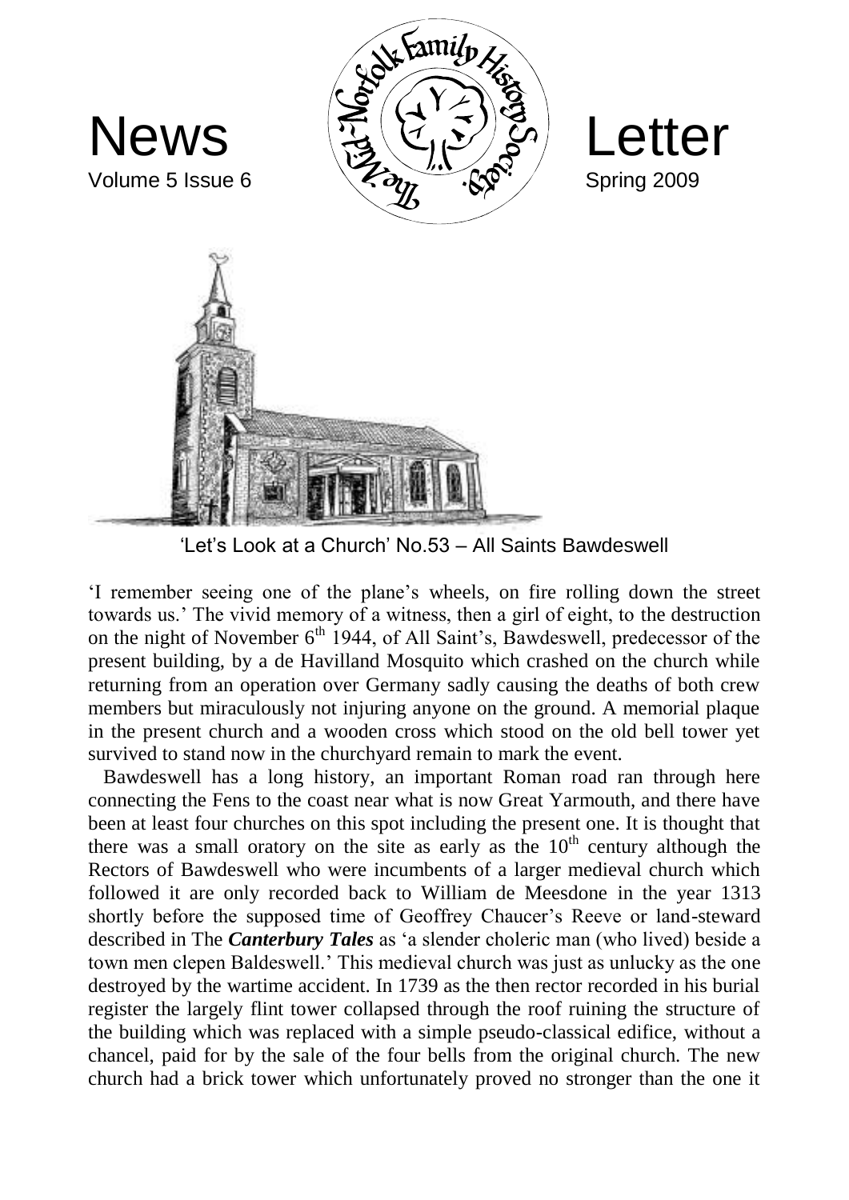# News Letter

Volume 5 Issue 6 — Spring 2009

'Let's Look at a Church' No.53 – All Saints Bawdeswell

'I remember seeing one of the plane's wheels, on fire rolling down the street towards us.' The vivid memory of a witness, then a girl of eight, to the destruction on the night of November 6th 1944, of All Saint's, Bawdeswell, predecessor of the present building, by a de Havilland Mosquito which crashed on the church while returning from an operation over Germany sadly causing the deaths of both crew members but miraculously not injuring anyone on the ground. A memorial plaque in the present church and a wooden cross which stood on the old bell tower yet survived to stand now in the churchyard remain to mark the event.

Bawdeswell has a long history, an important Roman road ran through here connecting the Fens to the coast near what is now Great Yarmouth, and there have been at least four churches on this spot including the present one. It is thought that there was a small oratory on the site as early as the 10th century although the Rectors of Bawdeswell who were incumbents of a larger medieval church which followed it are only recorded back to William de Meesdone in the year 1313 shortly before the supposed time of Geoffrey Chaucer's Reeve or land-steward described in The ***Canterbury Tales*** as 'a slender choleric man (who lived) beside a town men clepen Baldeswell.' This medieval church was just as unlucky as the one destroyed by the wartime accident. In 1739 as the then rector recorded in his burial register the largely flint tower collapsed through the roof ruining the structure of the building which was replaced with a simple pseudo-classical edifice, without a chancel, paid for by the sale of the four bells from the original church. The new church had a brick tower which unfortunately proved no stronger than the one it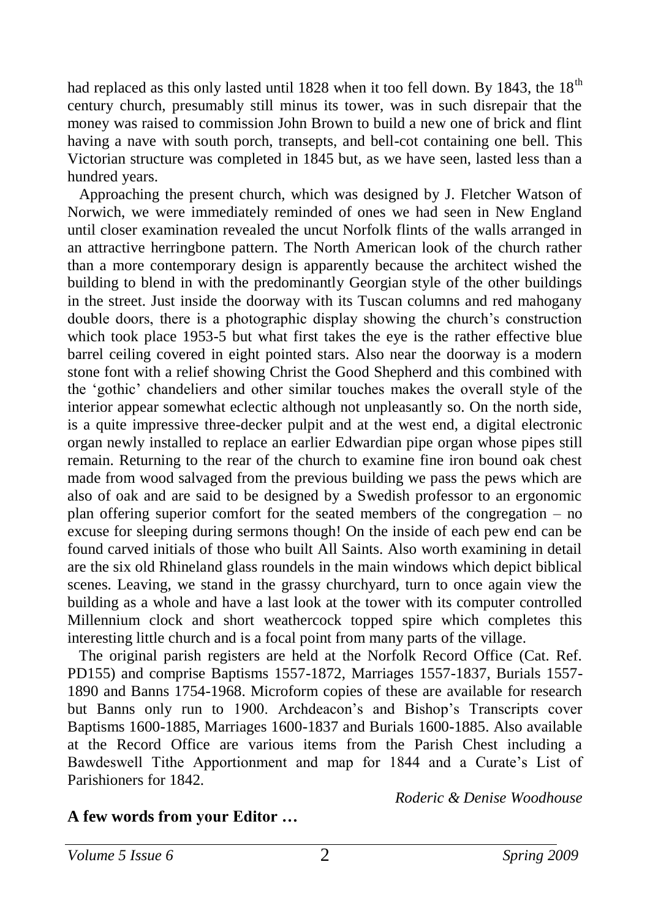had replaced as this only lasted until 1828 when it too fell down. By 1843, the 18th century church, presumably still minus its tower, was in such disrepair that the money was raised to commission John Brown to build a new one of brick and flint having a nave with south porch, transepts, and bell-cot containing one bell. This Victorian structure was completed in 1845 but, as we have seen, lasted less than a hundred years.

Approaching the present church, which was designed by J. Fletcher Watson of Norwich, we were immediately reminded of ones we had seen in New England until closer examination revealed the uncut Norfolk flints of the walls arranged in an attractive herringbone pattern. The North American look of the church rather than a more contemporary design is apparently because the architect wished the building to blend in with the predominantly Georgian style of the other buildings in the street. Just inside the doorway with its Tuscan columns and red mahogany double doors, there is a photographic display showing the church's construction which took place 1953-5 but what first takes the eye is the rather effective blue barrel ceiling covered in eight pointed stars. Also near the doorway is a modern stone font with a relief showing Christ the Good Shepherd and this combined with the 'gothic' chandeliers and other similar touches makes the overall style of the interior appear somewhat eclectic although not unpleasantly so. On the north side, is a quite impressive three-decker pulpit and at the west end, a digital electronic organ newly installed to replace an earlier Edwardian pipe organ whose pipes still remain. Returning to the rear of the church to examine fine iron bound oak chest made from wood salvaged from the previous building we pass the pews which are also of oak and are said to be designed by a Swedish professor to an ergonomic plan offering superior comfort for the seated members of the congregation – no excuse for sleeping during sermons though! On the inside of each pew end can be found carved initials of those who built All Saints. Also worth examining in detail are the six old Rhineland glass roundels in the main windows which depict biblical scenes. Leaving, we stand in the grassy churchyard, turn to once again view the building as a whole and have a last look at the tower with its computer controlled Millennium clock and short weathercock topped spire which completes this interesting little church and is a focal point from many parts of the village.

The original parish registers are held at the Norfolk Record Office (Cat. Ref. PD155) and comprise Baptisms 1557-1872, Marriages 1557-1837, Burials 1557-1890 and Banns 1754-1968. Microform copies of these are available for research but Banns only run to 1900. Archdeacon's and Bishop's Transcripts cover Baptisms 1600-1885, Marriages 1600-1837 and Burials 1600-1885. Also available at the Record Office are various items from the Parish Chest including a Bawdeswell Tithe Apportionment and map for 1844 and a Curate's List of Parishioners for 1842.

*Roderic & Denise Woodhouse*

**A few words from your Editor …**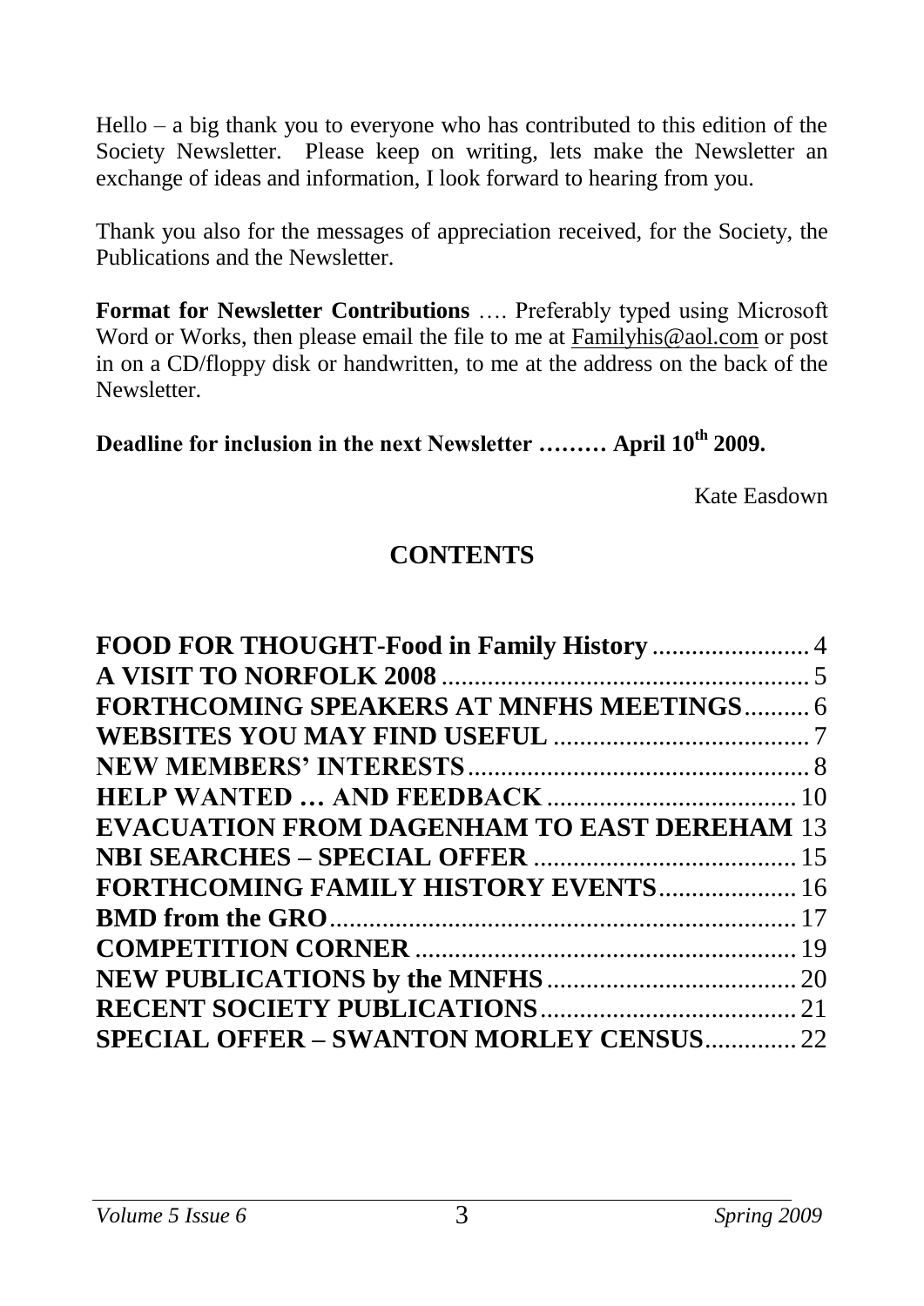Hello – a big thank you to everyone who has contributed to this edition of the Society Newsletter. Please keep on writing, lets make the Newsletter an exchange of ideas and information, I look forward to hearing from you.

Thank you also for the messages of appreciation received, for the Society, the Publications and the Newsletter.

**Format for Newsletter Contributions** …. Preferably typed using Microsoft Word or Works, then please email the file to me at Familyhis@aol.com or post in on a CD/floppy disk or handwritten, to me at the address on the back of the Newsletter.

**Deadline for inclusion in the next Newsletter ……… April 10th 2009.**

Kate Easdown

## CONTENTS

**FOOD FOR THOUGHT-Food in Family History** ........................ 4
**A VISIT TO NORFOLK 2008** ........................................................ 5
**FORTHCOMING SPEAKERS AT MNFHS MEETINGS** .......... 6
**WEBSITES YOU MAY FIND USEFUL** ....................................... 7
**NEW MEMBERS' INTERESTS** .................................................... 8
**HELP WANTED … AND FEEDBACK** ...................................... 10
**EVACUATION FROM DAGENHAM TO EAST DEREHAM** 13
**NBI SEARCHES – SPECIAL OFFER** ........................................ 15
**FORTHCOMING FAMILY HISTORY EVENTS** ..................... 16
**BMD from the GRO** ....................................................................... 17
**COMPETITION CORNER** ........................................................... 19
**NEW PUBLICATIONS by the MNFHS** ...................................... 20
**RECENT SOCIETY PUBLICATIONS** ....................................... 21
**SPECIAL OFFER – SWANTON MORLEY CENSUS** .............. 22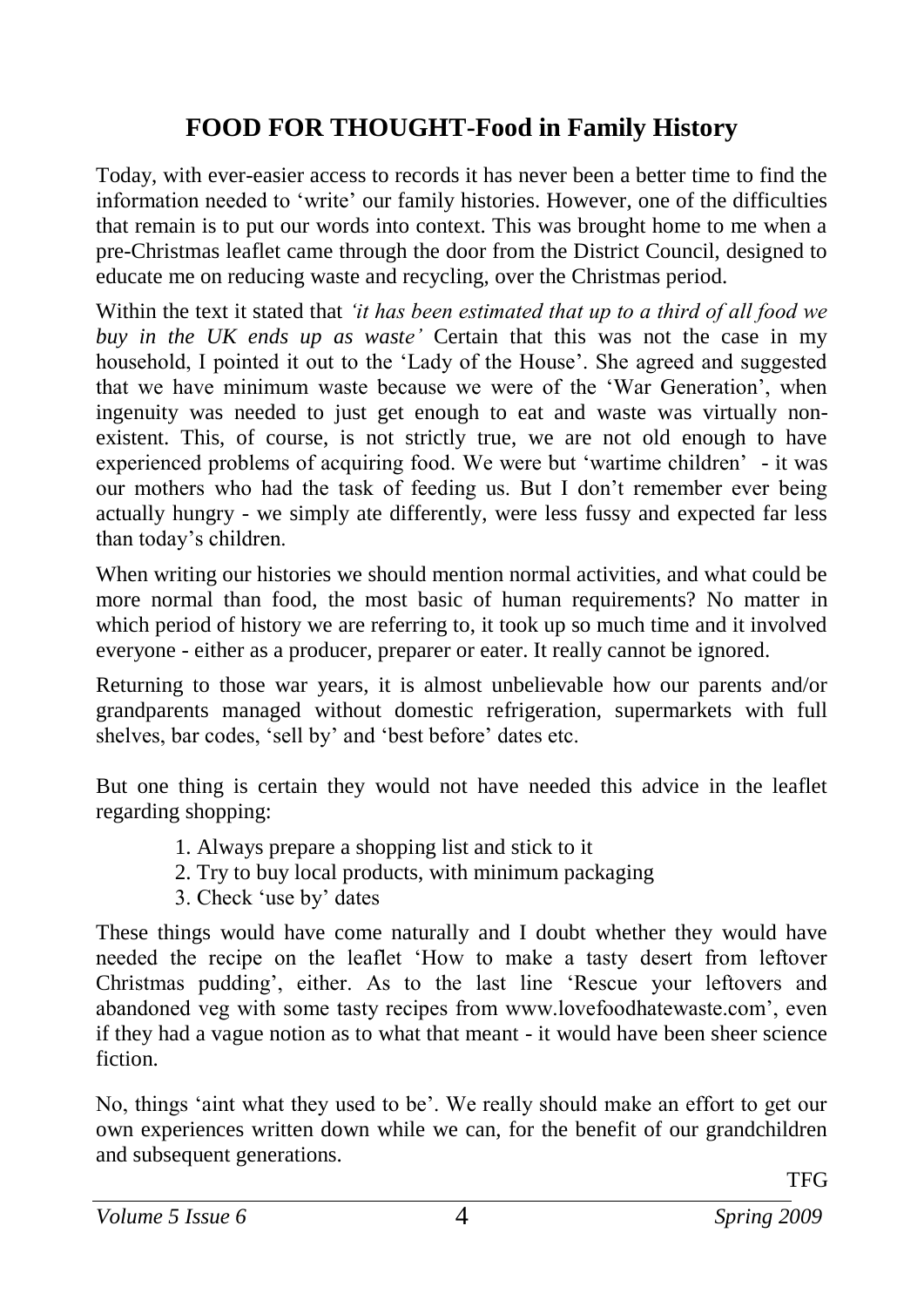# FOOD FOR THOUGHT-Food in Family History

Today, with ever-easier access to records it has never been a better time to find the information needed to 'write' our family histories. However, one of the difficulties that remain is to put our words into context. This was brought home to me when a pre-Christmas leaflet came through the door from the District Council, designed to educate me on reducing waste and recycling, over the Christmas period.

Within the text it stated that *'it has been estimated that up to a third of all food we buy in the UK ends up as waste'* Certain that this was not the case in my household, I pointed it out to the 'Lady of the House'. She agreed and suggested that we have minimum waste because we were of the 'War Generation', when ingenuity was needed to just get enough to eat and waste was virtually non-existent. This, of course, is not strictly true, we are not old enough to have experienced problems of acquiring food. We were but 'wartime children' - it was our mothers who had the task of feeding us. But I don't remember ever being actually hungry - we simply ate differently, were less fussy and expected far less than today's children.

When writing our histories we should mention normal activities, and what could be more normal than food, the most basic of human requirements? No matter in which period of history we are referring to, it took up so much time and it involved everyone - either as a producer, preparer or eater. It really cannot be ignored.

Returning to those war years, it is almost unbelievable how our parents and/or grandparents managed without domestic refrigeration, supermarkets with full shelves, bar codes, 'sell by' and 'best before' dates etc.

But one thing is certain they would not have needed this advice in the leaflet regarding shopping:

1. Always prepare a shopping list and stick to it
2. Try to buy local products, with minimum packaging
3. Check 'use by' dates

These things would have come naturally and I doubt whether they would have needed the recipe on the leaflet 'How to make a tasty desert from leftover Christmas pudding', either. As to the last line 'Rescue your leftovers and abandoned veg with some tasty recipes from www.lovefoodhatewaste.com', even if they had a vague notion as to what that meant - it would have been sheer science fiction.

No, things 'aint what they used to be'. We really should make an effort to get our own experiences written down while we can, for the benefit of our grandchildren and subsequent generations.

TFG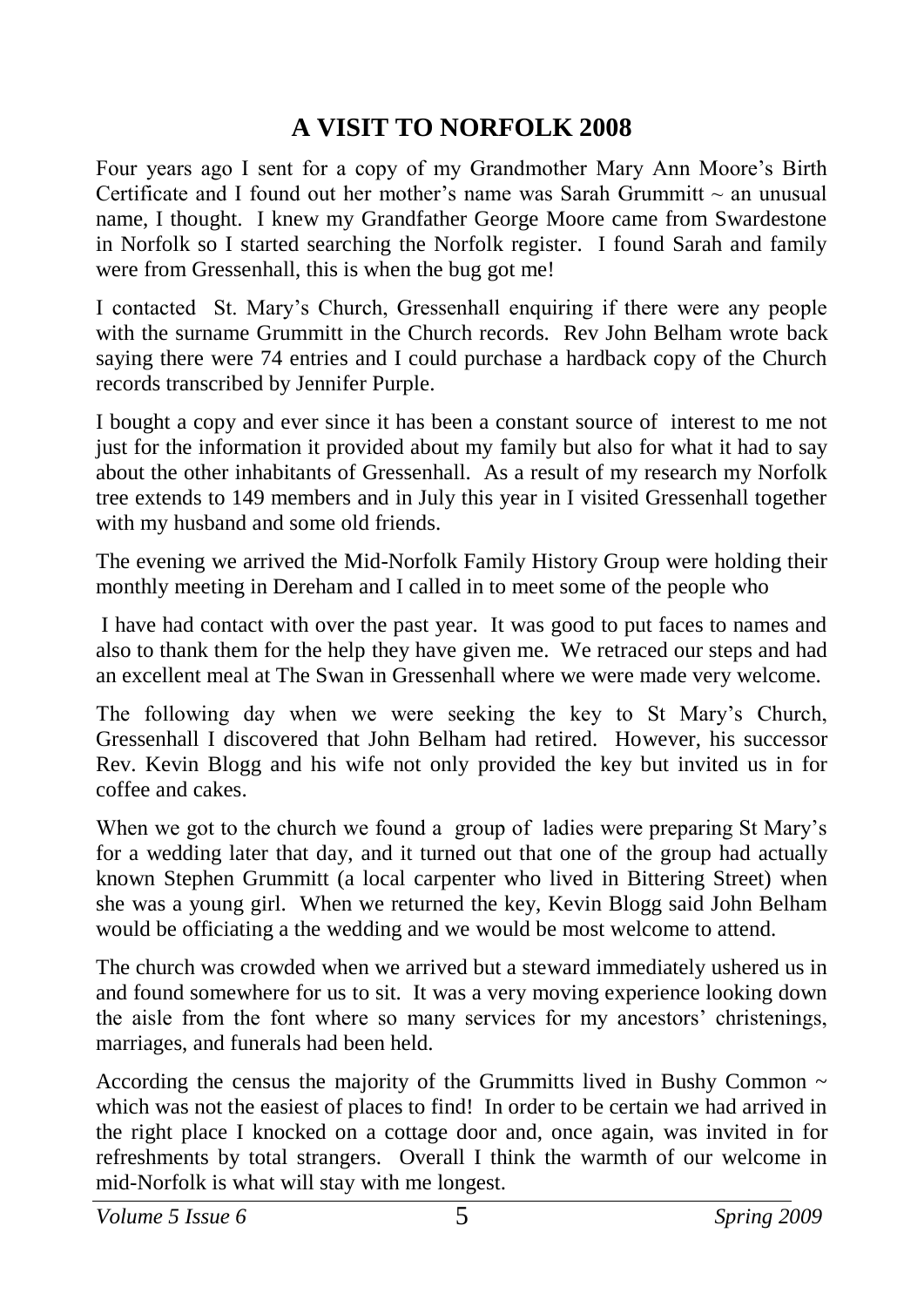# A VISIT TO NORFOLK 2008

Four years ago I sent for a copy of my Grandmother Mary Ann Moore's Birth Certificate and I found out her mother's name was Sarah Grummitt ~ an unusual name, I thought. I knew my Grandfather George Moore came from Swardestone in Norfolk so I started searching the Norfolk register. I found Sarah and family were from Gressenhall, this is when the bug got me!

I contacted St. Mary's Church, Gressenhall enquiring if there were any people with the surname Grummitt in the Church records. Rev John Belham wrote back saying there were 74 entries and I could purchase a hardback copy of the Church records transcribed by Jennifer Purple.

I bought a copy and ever since it has been a constant source of interest to me not just for the information it provided about my family but also for what it had to say about the other inhabitants of Gressenhall. As a result of my research my Norfolk tree extends to 149 members and in July this year in I visited Gressenhall together with my husband and some old friends.

The evening we arrived the Mid-Norfolk Family History Group were holding their monthly meeting in Dereham and I called in to meet some of the people who I have had contact with over the past year. It was good to put faces to names and also to thank them for the help they have given me. We retraced our steps and had an excellent meal at The Swan in Gressenhall where we were made very welcome.

The following day when we were seeking the key to St Mary's Church, Gressenhall I discovered that John Belham had retired. However, his successor Rev. Kevin Blogg and his wife not only provided the key but invited us in for coffee and cakes.

When we got to the church we found a group of ladies were preparing St Mary's for a wedding later that day, and it turned out that one of the group had actually known Stephen Grummitt (a local carpenter who lived in Bittering Street) when she was a young girl. When we returned the key, Kevin Blogg said John Belham would be officiating a the wedding and we would be most welcome to attend.

The church was crowded when we arrived but a steward immediately ushered us in and found somewhere for us to sit. It was a very moving experience looking down the aisle from the font where so many services for my ancestors' christenings, marriages, and funerals had been held.

According the census the majority of the Grummitts lived in Bushy Common ~ which was not the easiest of places to find! In order to be certain we had arrived in the right place I knocked on a cottage door and, once again, was invited in for refreshments by total strangers. Overall I think the warmth of our welcome in mid-Norfolk is what will stay with me longest.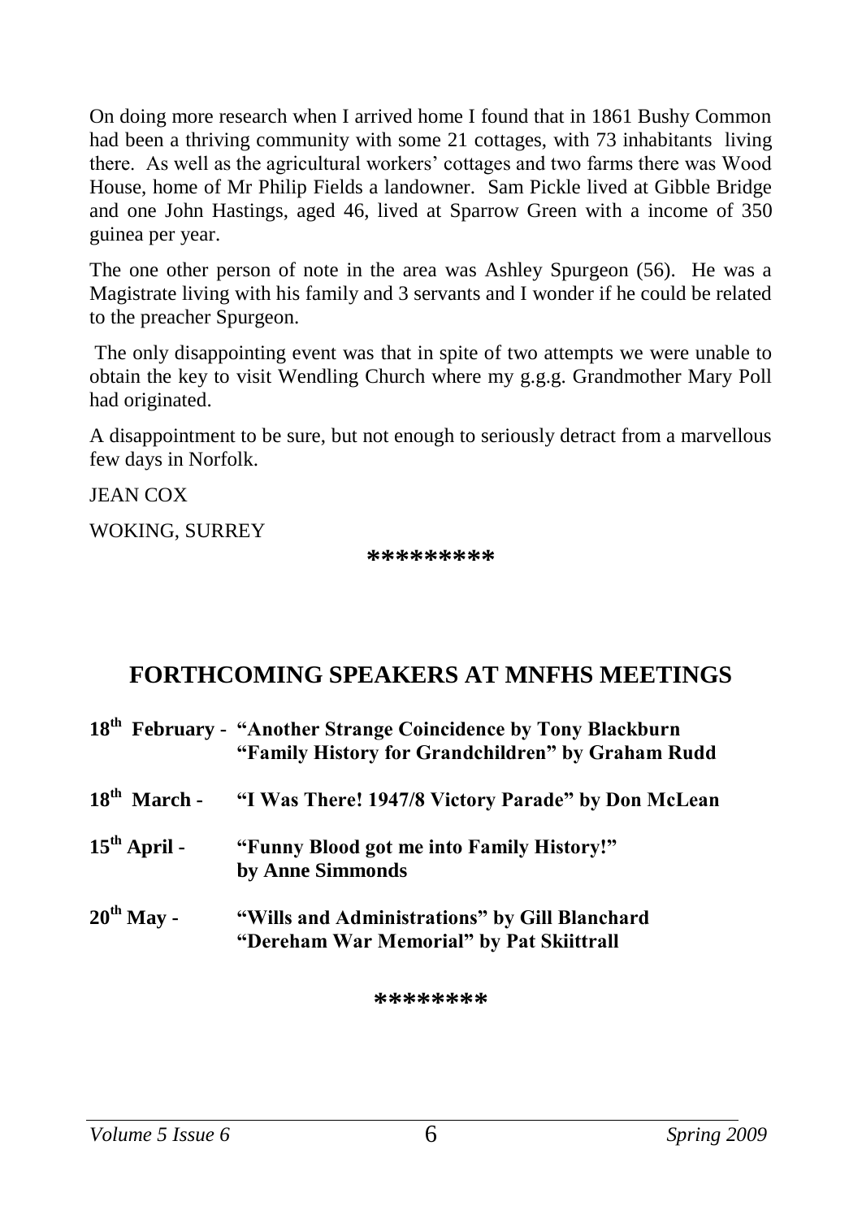On doing more research when I arrived home I found that in 1861 Bushy Common had been a thriving community with some 21 cottages, with 73 inhabitants living there. As well as the agricultural workers' cottages and two farms there was Wood House, home of Mr Philip Fields a landowner. Sam Pickle lived at Gibble Bridge and one John Hastings, aged 46, lived at Sparrow Green with a income of 350 guinea per year.

The one other person of note in the area was Ashley Spurgeon (56). He was a Magistrate living with his family and 3 servants and I wonder if he could be related to the preacher Spurgeon.

The only disappointing event was that in spite of two attempts we were unable to obtain the key to visit Wendling Church where my g.g.g. Grandmother Mary Poll had originated.

A disappointment to be sure, but not enough to seriously detract from a marvellous few days in Norfolk.

JEAN COX

WOKING, SURREY

*********

## FORTHCOMING SPEAKERS AT MNFHS MEETINGS

| | |
|---|---|
| **18th February -** | **"Another Strange Coincidence by Tony Blackburn**<br>**"Family History for Grandchildren" by Graham Rudd** |
| **18th March -** | **"I Was There! 1947/8 Victory Parade" by Don McLean** |
| **15th April -** | **"Funny Blood got me into Family History!" by Anne Simmonds** |
| **20th May -** | **"Wills and Administrations" by Gill Blanchard**<br>**"Dereham War Memorial" by Pat Skiittrall** |

********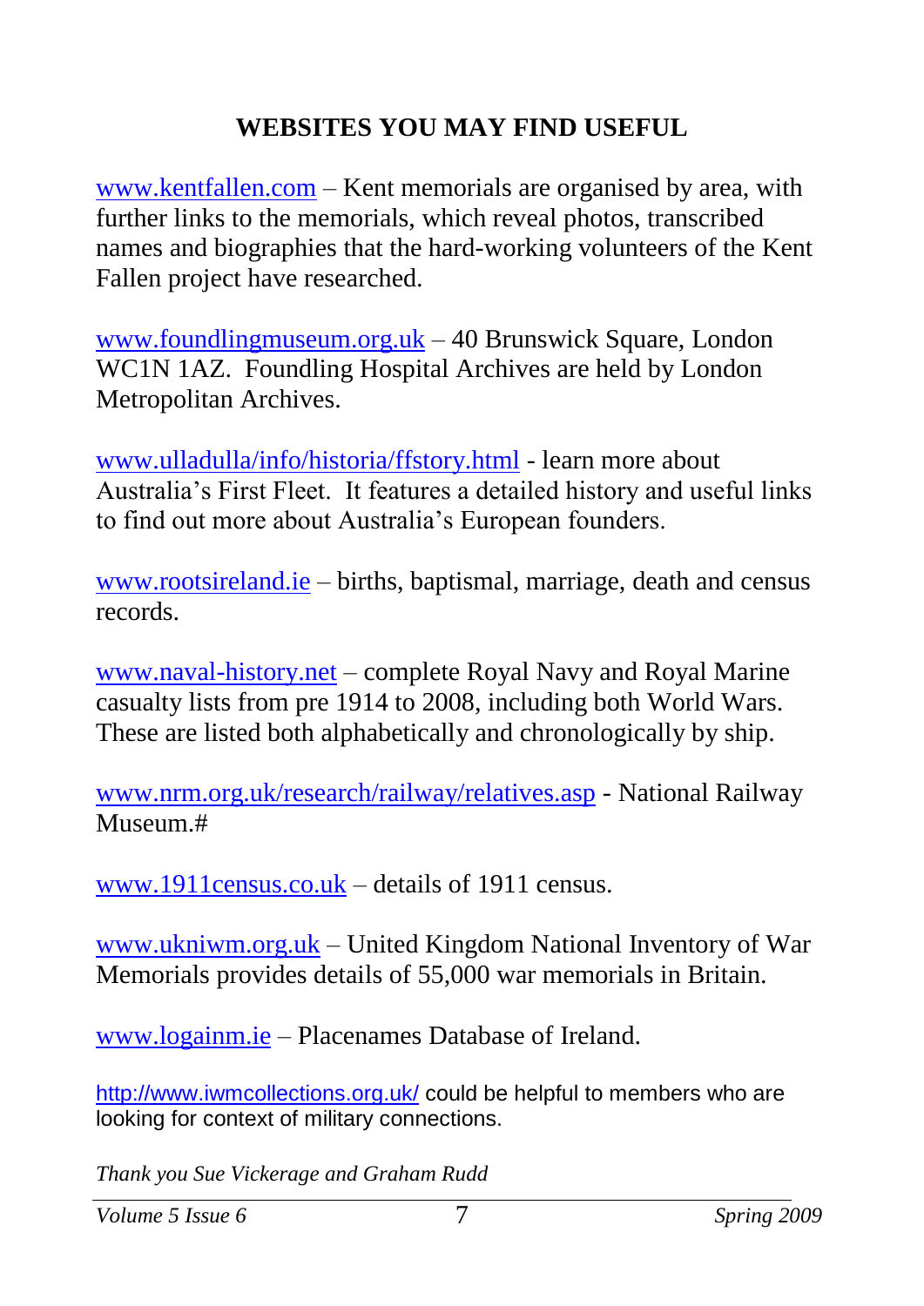## WEBSITES YOU MAY FIND USEFUL

www.kentfallen.com – Kent memorials are organised by area, with further links to the memorials, which reveal photos, transcribed names and biographies that the hard-working volunteers of the Kent Fallen project have researched.

www.foundlingmuseum.org.uk – 40 Brunswick Square, London WC1N 1AZ. Foundling Hospital Archives are held by London Metropolitan Archives.

www.ulladulla/info/historia/ffstory.html - learn more about Australia's First Fleet. It features a detailed history and useful links to find out more about Australia's European founders.

www.rootsireland.ie – births, baptismal, marriage, death and census records.

www.naval-history.net – complete Royal Navy and Royal Marine casualty lists from pre 1914 to 2008, including both World Wars. These are listed both alphabetically and chronologically by ship.

www.nrm.org.uk/research/railway/relatives.asp - National Railway Museum.#

www.1911census.co.uk – details of 1911 census.

www.ukniwm.org.uk – United Kingdom National Inventory of War Memorials provides details of 55,000 war memorials in Britain.

www.logainm.ie – Placenames Database of Ireland.

http://www.iwmcollections.org.uk/ could be helpful to members who are looking for context of military connections.

*Thank you Sue Vickerage and Graham Rudd*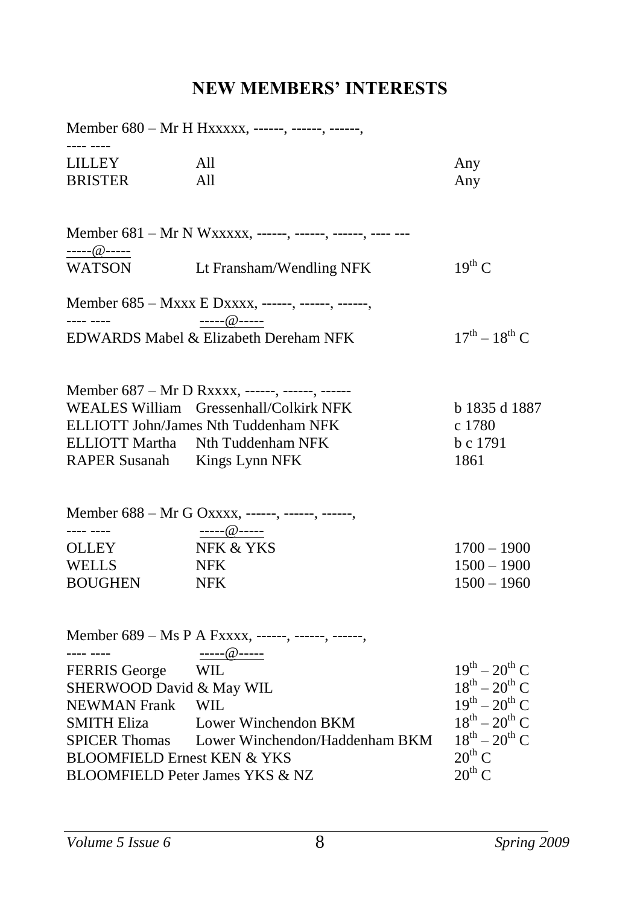## NEW MEMBERS' INTERESTS

Member 680 – Mr H Hxxxxx, ------, ------, ------,
---- ----

| | | |
|---|---|---|
| LILLEY | All | Any |
| BRISTER | All | Any |

Member 681 – Mr N Wxxxxx, ------, ------, ------, ---- ---
-----@-----

| | | |
|---|---|---|
| WATSON | Lt Fransham/Wendling NFK | 19th C |

Member 685 – Mxxx E Dxxxx, ------, ------, ------,
---- ---- -----@-----

| | | |
|---|---|---|
| EDWARDS Mabel & Elizabeth | Dereham NFK | 17th – 18th C |

Member 687 – Mr D Rxxxxx, ------, ------, ------

| | | |
|---|---|---|
| WEALES William | Gressenhall/Colkirk NFK | b 1835 d 1887 |
| ELLIOTT John/James | Nth Tuddenham NFK | c 1780 |
| ELLIOTT Martha | Nth Tuddenham NFK | b c 1791 |
| RAPER Susanah | Kings Lynn NFK | 1861 |

Member 688 – Mr G Oxxxx, ------, ------, ------,
---- ---- -----@-----

| | | |
|---|---|---|
| OLLEY | NFK & YKS | 1700 – 1900 |
| WELLS | NFK | 1500 – 1900 |
| BOUGHEN | NFK | 1500 – 1960 |

Member 689 – Ms P A Fxxxx, ------, ------, ------,
---- ---- -----@-----

| | | |
|---|---|---|
| FERRIS George | WIL | 19th – 20th C |
| SHERWOOD David & May | WIL | 18th – 20th C |
| NEWMAN Frank | WIL | 19th – 20th C |
| SMITH Eliza | Lower Winchendon BKM | 18th – 20th C |
| SPICER Thomas | Lower Winchendon/Haddenham BKM | 18th – 20th C |
| BLOOMFIELD Ernest | KEN & YKS | 20th C |
| BLOOMFIELD Peter James | YKS & NZ | 20th C |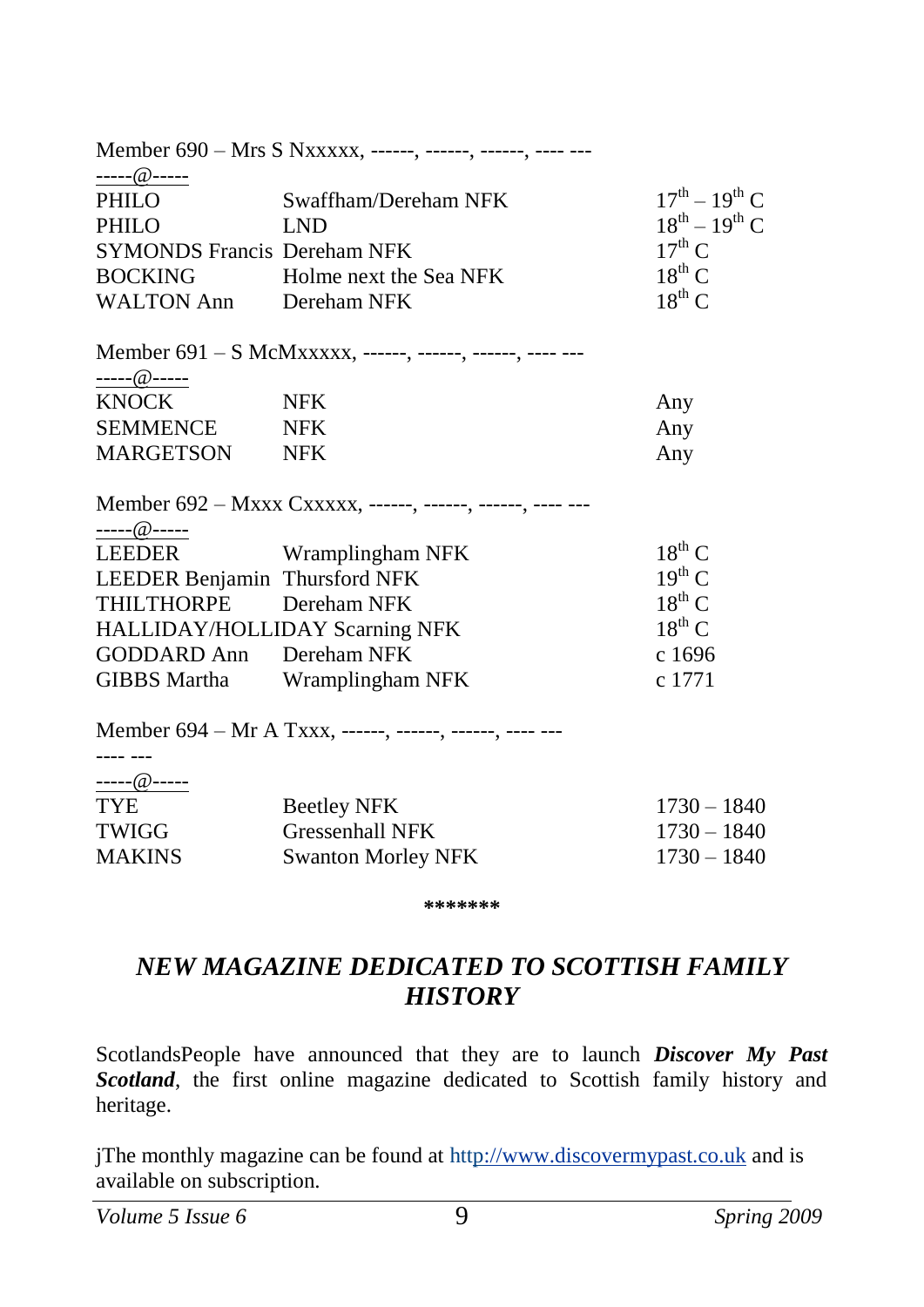Member 690 – Mrs S Nxxxxx, ------, ------, ------, ---- ---
-----@-----

| | | |
|---|---|---|
| PHILO | Swaffham/Dereham NFK | $17^{th}$ – $19^{th}$ C |
| PHILO | LND | $18^{th}$ – $19^{th}$ C |
| SYMONDS Francis | Dereham NFK | $17^{th}$ C |
| BOCKING | Holme next the Sea NFK | $18^{th}$ C |
| WALTON Ann | Dereham NFK | $18^{th}$ C |

Member 691 – S McMxxxxx, ------, ------, ------, ---- ---
-----@-----

| | | |
|---|---|---|
| KNOCK | NFK | Any |
| SEMMENCE | NFK | Any |
| MARGETSON | NFK | Any |

Member 692 – Mxxx Cxxxxx, ------, ------, ------, ---- ---
-----@-----

| | | |
|---|---|---|
| LEEDER | Wramplingham NFK | $18^{th}$ C |
| LEEDER Benjamin | Thursford NFK | $19^{th}$ C |
| THILTHORPE | Dereham NFK | $18^{th}$ C |
| HALLIDAY/HOLLIDAY | Scarning NFK | $18^{th}$ C |
| GODDARD Ann | Dereham NFK | c 1696 |
| GIBBS Martha | Wramplingham NFK | c 1771 |

Member 694 – Mr A Txxx, ------, ------, ------, ---- ---
---- ---
-----@-----

| | | |
|---|---|---|
| TYE | Beetley NFK | 1730 – 1840 |
| TWIGG | Gressenhall NFK | 1730 – 1840 |
| MAKINS | Swanton Morley NFK | 1730 – 1840 |

*******

## *NEW MAGAZINE DEDICATED TO SCOTTISH FAMILY HISTORY*

ScotlandsPeople have announced that they are to launch ***Discover My Past Scotland***, the first online magazine dedicated to Scottish family history and heritage.

jThe monthly magazine can be found at http://www.discovermypast.co.uk and is available on subscription.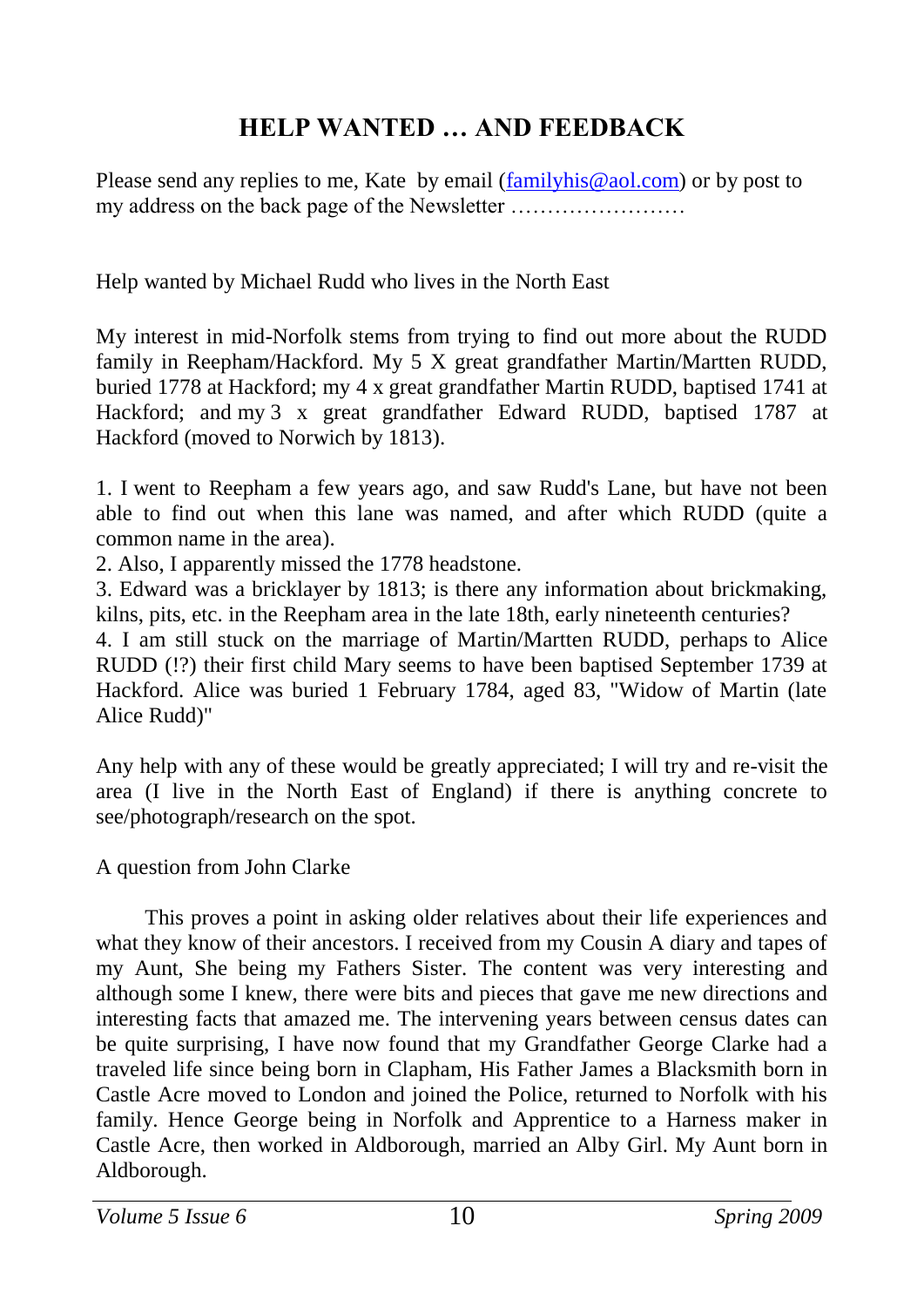# HELP WANTED … AND FEEDBACK

Please send any replies to me, Kate by email ([familyhis@aol.com](mailto:familyhis@aol.com)) or by post to my address on the back page of the Newsletter ……………………

Help wanted by Michael Rudd who lives in the North East

My interest in mid-Norfolk stems from trying to find out more about the RUDD family in Reepham/Hackford. My 5 X great grandfather Martin/Martten RUDD, buried 1778 at Hackford; my 4 x great grandfather Martin RUDD, baptised 1741 at Hackford; and my 3 x great grandfather Edward RUDD, baptised 1787 at Hackford (moved to Norwich by 1813).

1. I went to Reepham a few years ago, and saw Rudd's Lane, but have not been able to find out when this lane was named, and after which RUDD (quite a common name in the area).
2. Also, I apparently missed the 1778 headstone.
3. Edward was a bricklayer by 1813; is there any information about brickmaking, kilns, pits, etc. in the Reepham area in the late 18th, early nineteenth centuries?
4. I am still stuck on the marriage of Martin/Martten RUDD, perhaps to Alice RUDD (!?) their first child Mary seems to have been baptised September 1739 at Hackford. Alice was buried 1 February 1784, aged 83, "Widow of Martin (late Alice Rudd)"

Any help with any of these would be greatly appreciated; I will try and re-visit the area (I live in the North East of England) if there is anything concrete to see/photograph/research on the spot.

A question from John Clarke

This proves a point in asking older relatives about their life experiences and what they know of their ancestors. I received from my Cousin A diary and tapes of my Aunt, She being my Fathers Sister. The content was very interesting and although some I knew, there were bits and pieces that gave me new directions and interesting facts that amazed me. The intervening years between census dates can be quite surprising, I have now found that my Grandfather George Clarke had a traveled life since being born in Clapham, His Father James a Blacksmith born in Castle Acre moved to London and joined the Police, returned to Norfolk with his family. Hence George being in Norfolk and Apprentice to a Harness maker in Castle Acre, then worked in Aldborough, married an Alby Girl. My Aunt born in Aldborough.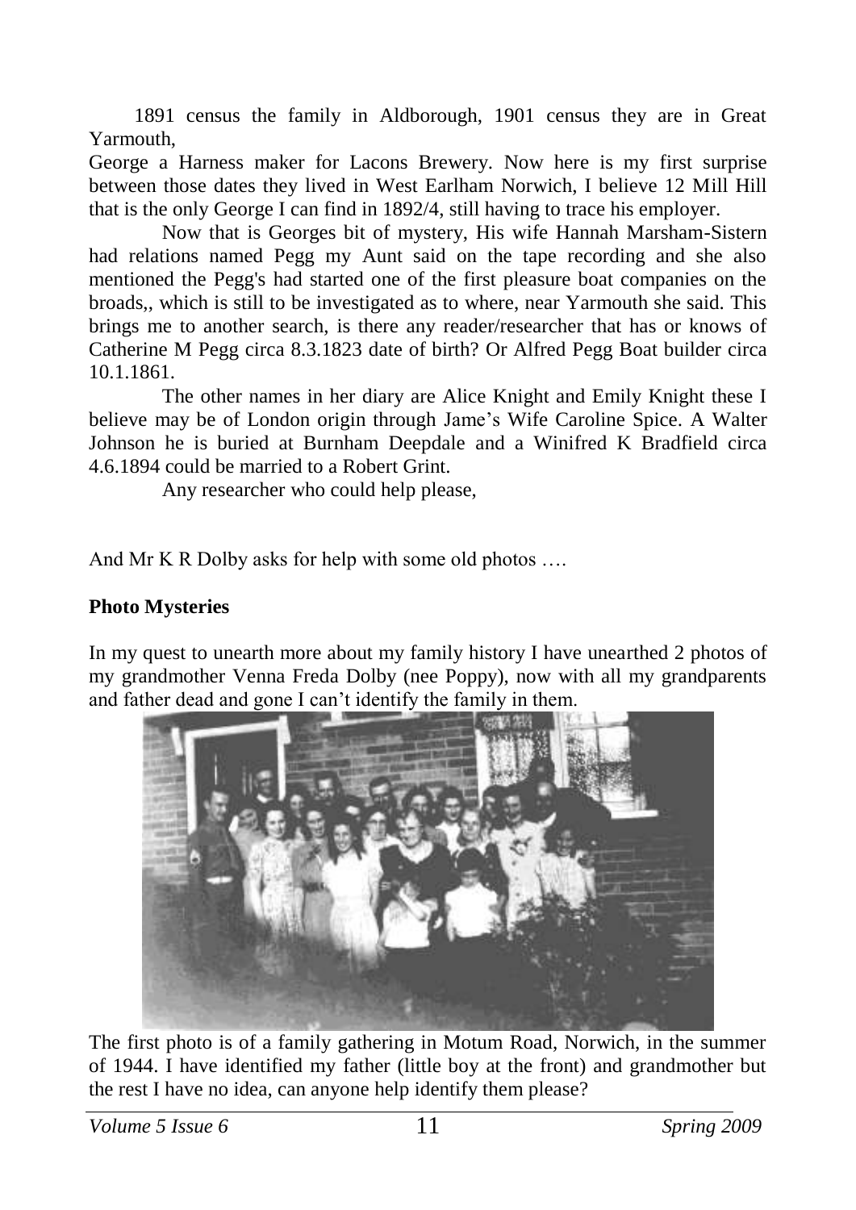1891 census the family in Aldborough, 1901 census they are in Great Yarmouth,

George a Harness maker for Lacons Brewery. Now here is my first surprise between those dates they lived in West Earlham Norwich, I believe 12 Mill Hill that is the only George I can find in 1892/4, still having to trace his employer.

Now that is Georges bit of mystery, His wife Hannah Marsham-Sistern had relations named Pegg my Aunt said on the tape recording and she also mentioned the Pegg's had started one of the first pleasure boat companies on the broads,, which is still to be investigated as to where, near Yarmouth she said. This brings me to another search, is there any reader/researcher that has or knows of Catherine M Pegg circa 8.3.1823 date of birth? Or Alfred Pegg Boat builder circa 10.1.1861.

The other names in her diary are Alice Knight and Emily Knight these I believe may be of London origin through Jame's Wife Caroline Spice. A Walter Johnson he is buried at Burnham Deepdale and a Winifred K Bradfield circa 4.6.1894 could be married to a Robert Grint.

Any researcher who could help please,

And Mr K R Dolby asks for help with some old photos ….

**Photo Mysteries**

In my quest to unearth more about my family history I have unearthed 2 photos of my grandmother Venna Freda Dolby (nee Poppy), now with all my grandparents and father dead and gone I can't identify the family in them.

The first photo is of a family gathering in Motum Road, Norwich, in the summer of 1944. I have identified my father (little boy at the front) and grandmother but the rest I have no idea, can anyone help identify them please?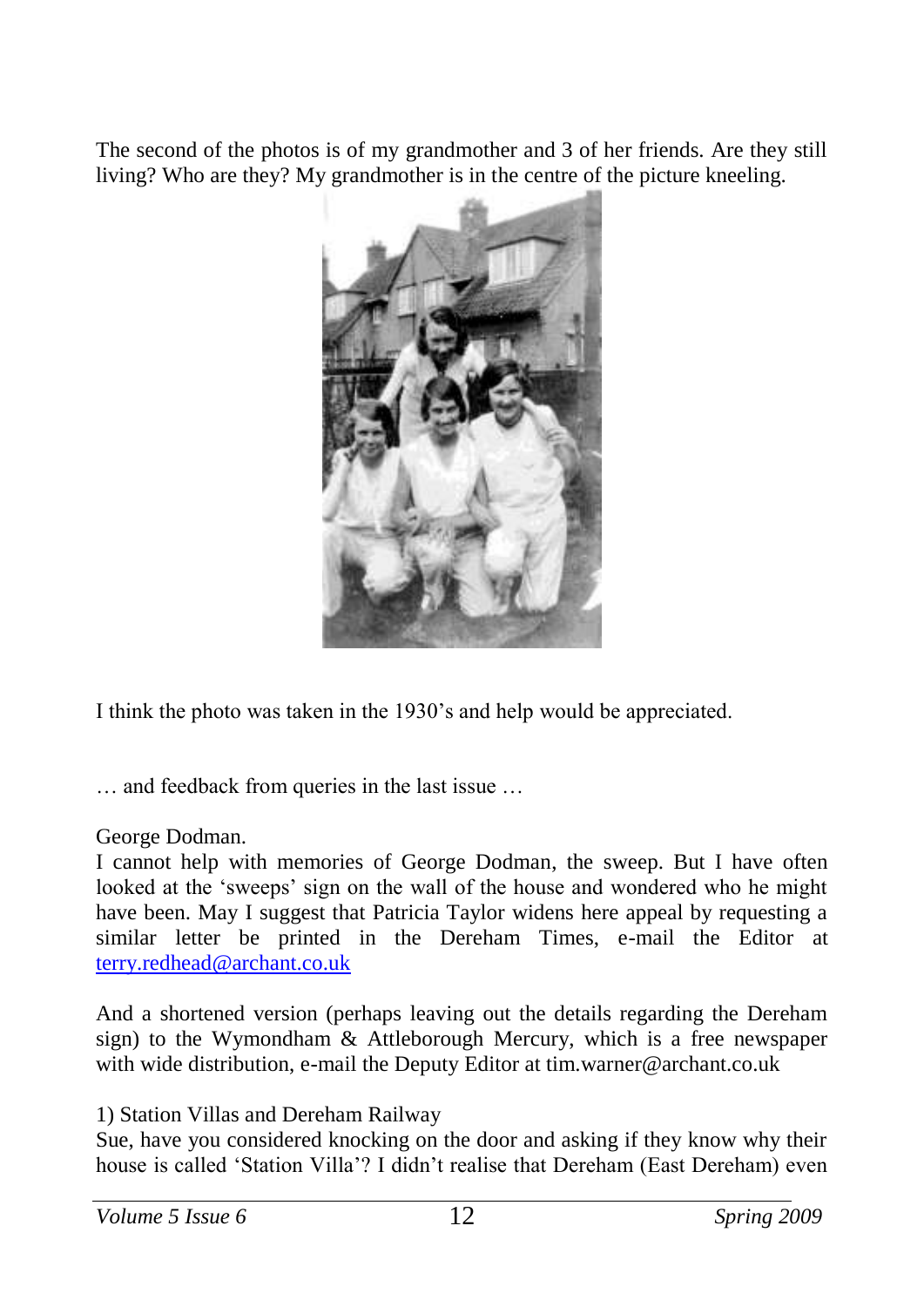The second of the photos is of my grandmother and 3 of her friends. Are they still living? Who are they? My grandmother is in the centre of the picture kneeling.

I think the photo was taken in the 1930's and help would be appreciated.

… and feedback from queries in the last issue …

George Dodman.

I cannot help with memories of George Dodman, the sweep. But I have often looked at the 'sweeps' sign on the wall of the house and wondered who he might have been. May I suggest that Patricia Taylor widens here appeal by requesting a similar letter be printed in the Dereham Times, e-mail the Editor at terry.redhead@archant.co.uk

And a shortened version (perhaps leaving out the details regarding the Dereham sign) to the Wymondham & Attleborough Mercury, which is a free newspaper with wide distribution, e-mail the Deputy Editor at tim.warner@archant.co.uk

1) Station Villas and Dereham Railway

Sue, have you considered knocking on the door and asking if they know why their house is called 'Station Villa'? I didn't realise that Dereham (East Dereham) even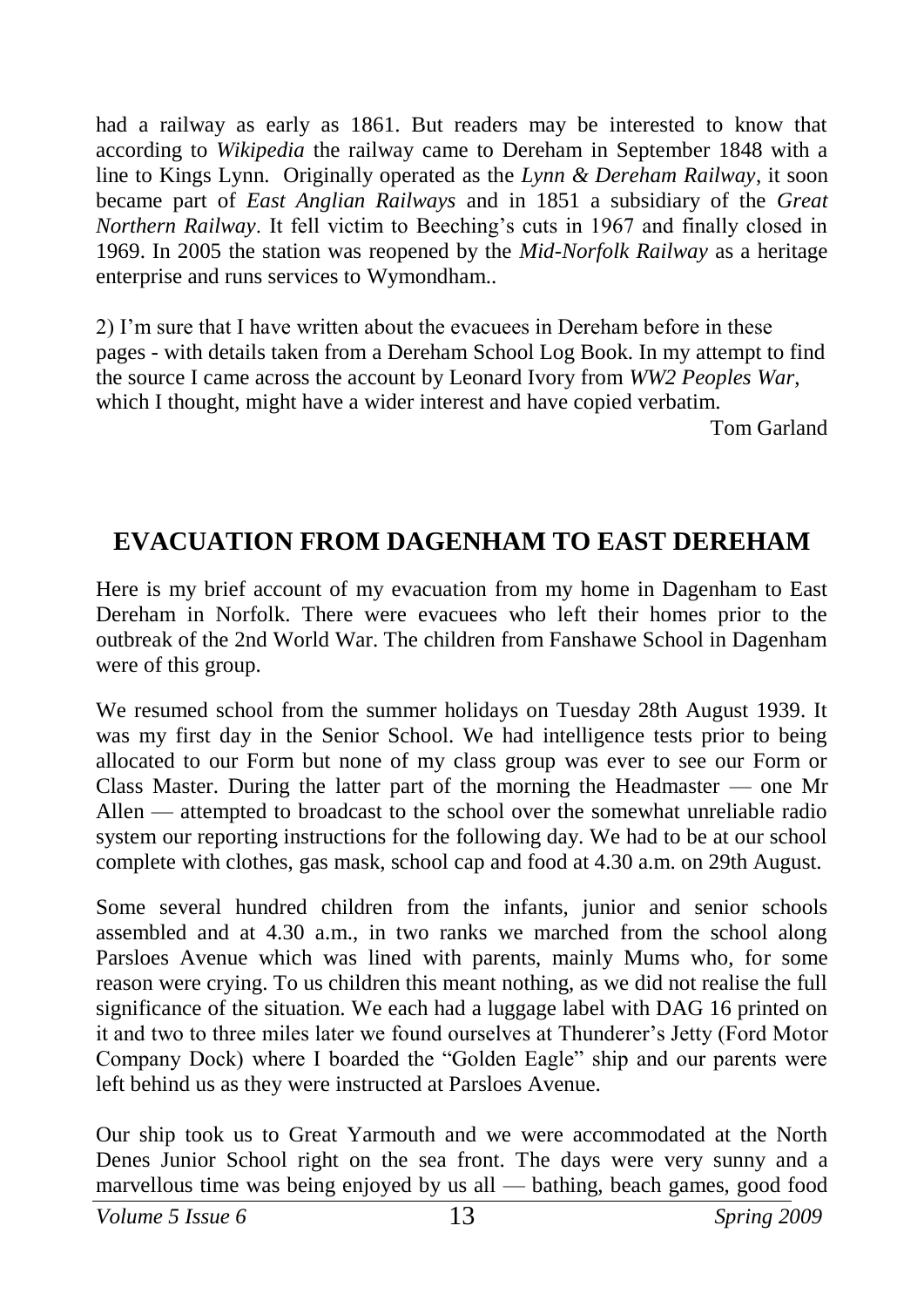had a railway as early as 1861. But readers may be interested to know that according to *Wikipedia* the railway came to Dereham in September 1848 with a line to Kings Lynn. Originally operated as the *Lynn & Dereham Railway*, it soon became part of *East Anglian Railways* and in 1851 a subsidiary of the *Great Northern Railway*. It fell victim to Beeching's cuts in 1967 and finally closed in 1969. In 2005 the station was reopened by the *Mid-Norfolk Railway* as a heritage enterprise and runs services to Wymondham..

2) I'm sure that I have written about the evacuees in Dereham before in these pages - with details taken from a Dereham School Log Book. In my attempt to find the source I came across the account by Leonard Ivory from *WW2 Peoples War*, which I thought, might have a wider interest and have copied verbatim.

Tom Garland

## EVACUATION FROM DAGENHAM TO EAST DEREHAM

Here is my brief account of my evacuation from my home in Dagenham to East Dereham in Norfolk. There were evacuees who left their homes prior to the outbreak of the 2nd World War. The children from Fanshawe School in Dagenham were of this group.

We resumed school from the summer holidays on Tuesday 28th August 1939. It was my first day in the Senior School. We had intelligence tests prior to being allocated to our Form but none of my class group was ever to see our Form or Class Master. During the latter part of the morning the Headmaster — one Mr Allen — attempted to broadcast to the school over the somewhat unreliable radio system our reporting instructions for the following day. We had to be at our school complete with clothes, gas mask, school cap and food at 4.30 a.m. on 29th August.

Some several hundred children from the infants, junior and senior schools assembled and at 4.30 a.m., in two ranks we marched from the school along Parsloes Avenue which was lined with parents, mainly Mums who, for some reason were crying. To us children this meant nothing, as we did not realise the full significance of the situation. We each had a luggage label with DAG 16 printed on it and two to three miles later we found ourselves at Thunderer's Jetty (Ford Motor Company Dock) where I boarded the "Golden Eagle" ship and our parents were left behind us as they were instructed at Parsloes Avenue.

Our ship took us to Great Yarmouth and we were accommodated at the North Denes Junior School right on the sea front. The days were very sunny and a marvellous time was being enjoyed by us all — bathing, beach games, good food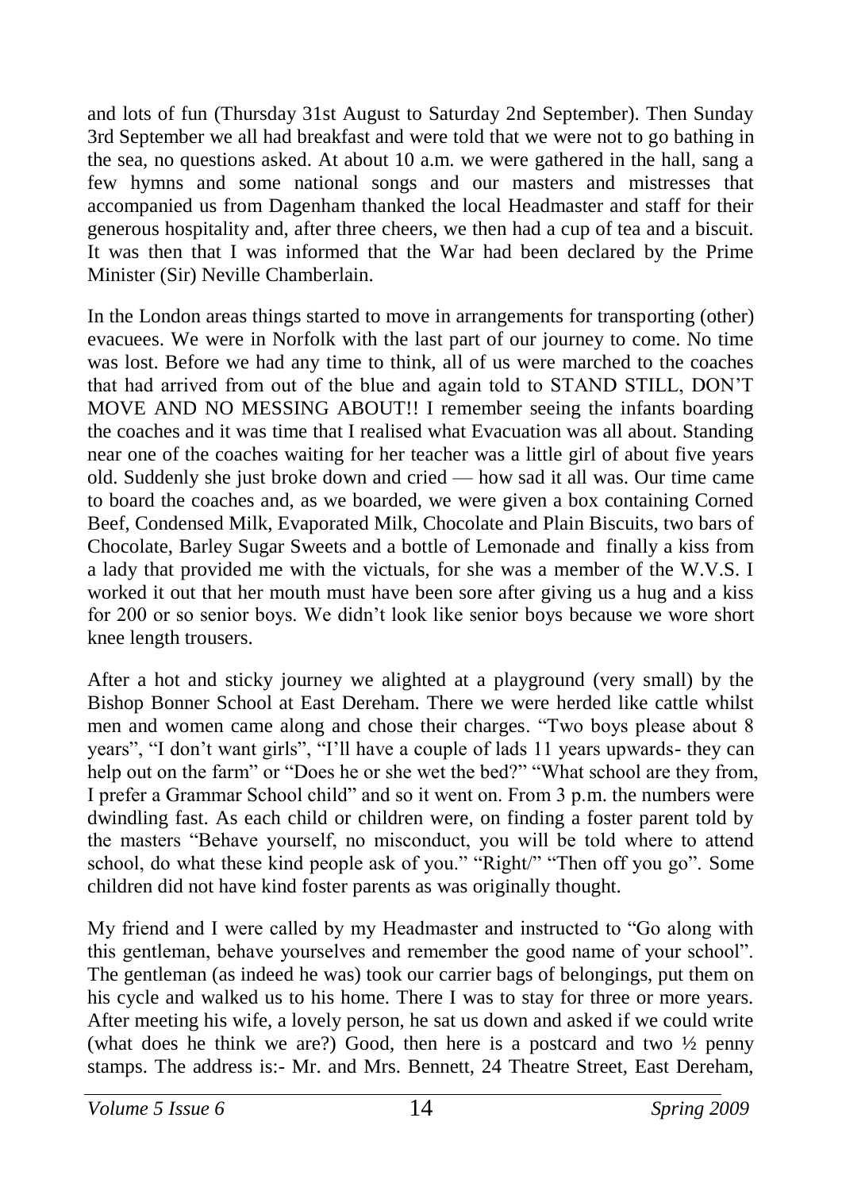and lots of fun (Thursday 31st August to Saturday 2nd September). Then Sunday 3rd September we all had breakfast and were told that we were not to go bathing in the sea, no questions asked. At about 10 a.m. we were gathered in the hall, sang a few hymns and some national songs and our masters and mistresses that accompanied us from Dagenham thanked the local Headmaster and staff for their generous hospitality and, after three cheers, we then had a cup of tea and a biscuit. It was then that I was informed that the War had been declared by the Prime Minister (Sir) Neville Chamberlain.

In the London areas things started to move in arrangements for transporting (other) evacuees. We were in Norfolk with the last part of our journey to come. No time was lost. Before we had any time to think, all of us were marched to the coaches that had arrived from out of the blue and again told to STAND STILL, DON'T MOVE AND NO MESSING ABOUT!! I remember seeing the infants boarding the coaches and it was time that I realised what Evacuation was all about. Standing near one of the coaches waiting for her teacher was a little girl of about five years old. Suddenly she just broke down and cried — how sad it all was. Our time came to board the coaches and, as we boarded, we were given a box containing Corned Beef, Condensed Milk, Evaporated Milk, Chocolate and Plain Biscuits, two bars of Chocolate, Barley Sugar Sweets and a bottle of Lemonade and finally a kiss from a lady that provided me with the victuals, for she was a member of the W.V.S. I worked it out that her mouth must have been sore after giving us a hug and a kiss for 200 or so senior boys. We didn't look like senior boys because we wore short knee length trousers.

After a hot and sticky journey we alighted at a playground (very small) by the Bishop Bonner School at East Dereham. There we were herded like cattle whilst men and women came along and chose their charges. "Two boys please about 8 years", "I don't want girls", "I'll have a couple of lads 11 years upwards- they can help out on the farm" or "Does he or she wet the bed?" "What school are they from, I prefer a Grammar School child" and so it went on. From 3 p.m. the numbers were dwindling fast. As each child or children were, on finding a foster parent told by the masters "Behave yourself, no misconduct, you will be told where to attend school, do what these kind people ask of you." "Right/" "Then off you go". Some children did not have kind foster parents as was originally thought.

My friend and I were called by my Headmaster and instructed to "Go along with this gentleman, behave yourselves and remember the good name of your school". The gentleman (as indeed he was) took our carrier bags of belongings, put them on his cycle and walked us to his home. There I was to stay for three or more years. After meeting his wife, a lovely person, he sat us down and asked if we could write (what does he think we are?) Good, then here is a postcard and two ½ penny stamps. The address is:- Mr. and Mrs. Bennett, 24 Theatre Street, East Dereham,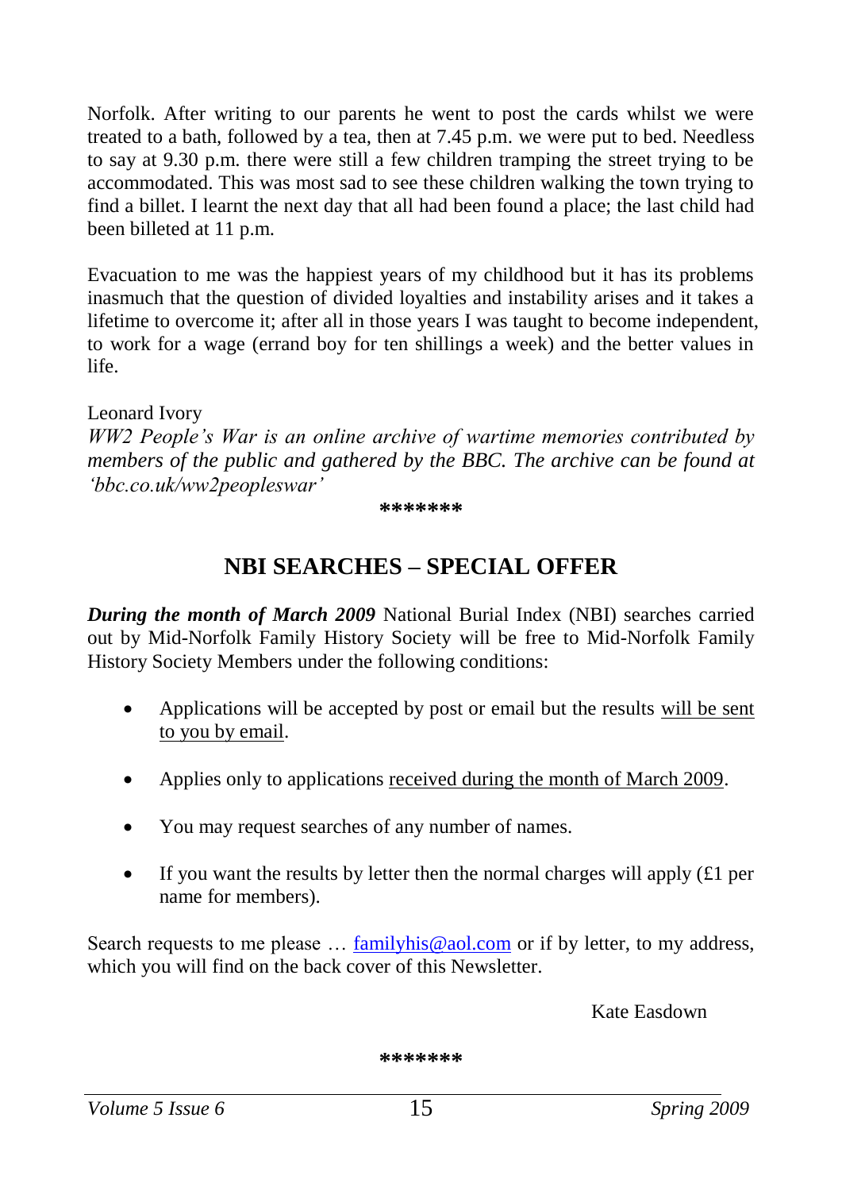Norfolk. After writing to our parents he went to post the cards whilst we were treated to a bath, followed by a tea, then at 7.45 p.m. we were put to bed. Needless to say at 9.30 p.m. there were still a few children tramping the street trying to be accommodated. This was most sad to see these children walking the town trying to find a billet. I learnt the next day that all had been found a place; the last child had been billeted at 11 p.m.

Evacuation to me was the happiest years of my childhood but it has its problems inasmuch that the question of divided loyalties and instability arises and it takes a lifetime to overcome it; after all in those years I was taught to become independent, to work for a wage (errand boy for ten shillings a week) and the better values in life.

Leonard Ivory
*WW2 People's War is an online archive of wartime memories contributed by members of the public and gathered by the BBC. The archive can be found at 'bbc.co.uk/ww2peopleswar'*

\*\*\*\*\*\*\*

## NBI SEARCHES – SPECIAL OFFER

***During the month of March 2009*** National Burial Index (NBI) searches carried out by Mid-Norfolk Family History Society will be free to Mid-Norfolk Family History Society Members under the following conditions:

- Applications will be accepted by post or email but the results will be sent to you by email.
- Applies only to applications received during the month of March 2009.
- You may request searches of any number of names.
- If you want the results by letter then the normal charges will apply (£1 per name for members).

Search requests to me please … familyhis@aol.com or if by letter, to my address, which you will find on the back cover of this Newsletter.

Kate Easdown

\*\*\*\*\*\*\*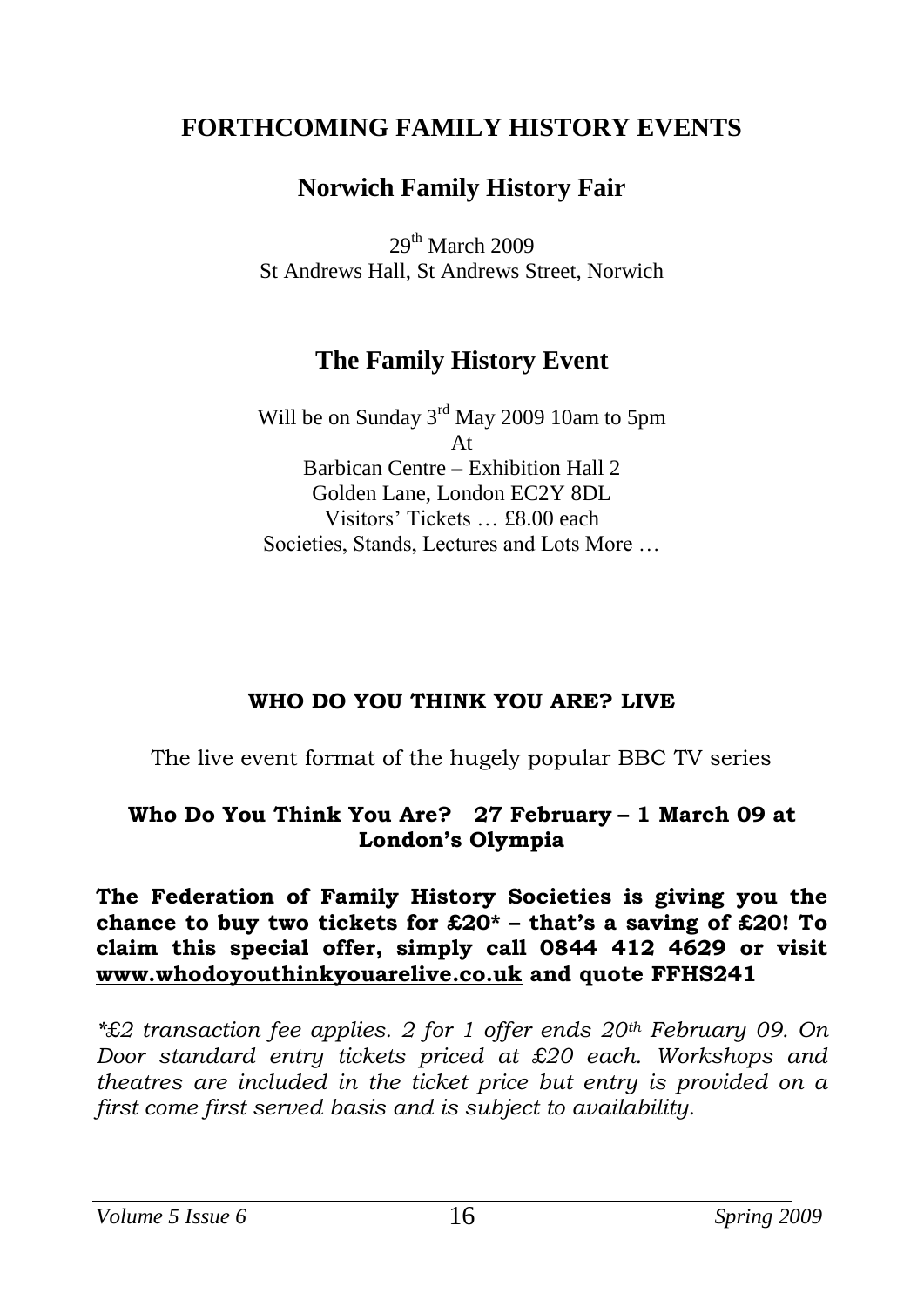# FORTHCOMING FAMILY HISTORY EVENTS

## Norwich Family History Fair

29th March 2009
St Andrews Hall, St Andrews Street, Norwich

## The Family History Event

Will be on Sunday 3rd May 2009 10am to 5pm
At
Barbican Centre – Exhibition Hall 2
Golden Lane, London EC2Y 8DL
Visitors' Tickets … £8.00 each
Societies, Stands, Lectures and Lots More …

### WHO DO YOU THINK YOU ARE? LIVE

The live event format of the hugely popular BBC TV series

**Who Do You Think You Are? 27 February – 1 March 09 at London's Olympia**

**The Federation of Family History Societies is giving you the chance to buy two tickets for £20* – that's a saving of £20! To claim this special offer, simply call 0844 412 4629 or visit www.whodoyouthinkyouarelive.co.uk and quote FFHS241**

*\*£2 transaction fee applies. 2 for 1 offer ends 20th February 09. On Door standard entry tickets priced at £20 each. Workshops and theatres are included in the ticket price but entry is provided on a first come first served basis and is subject to availability.*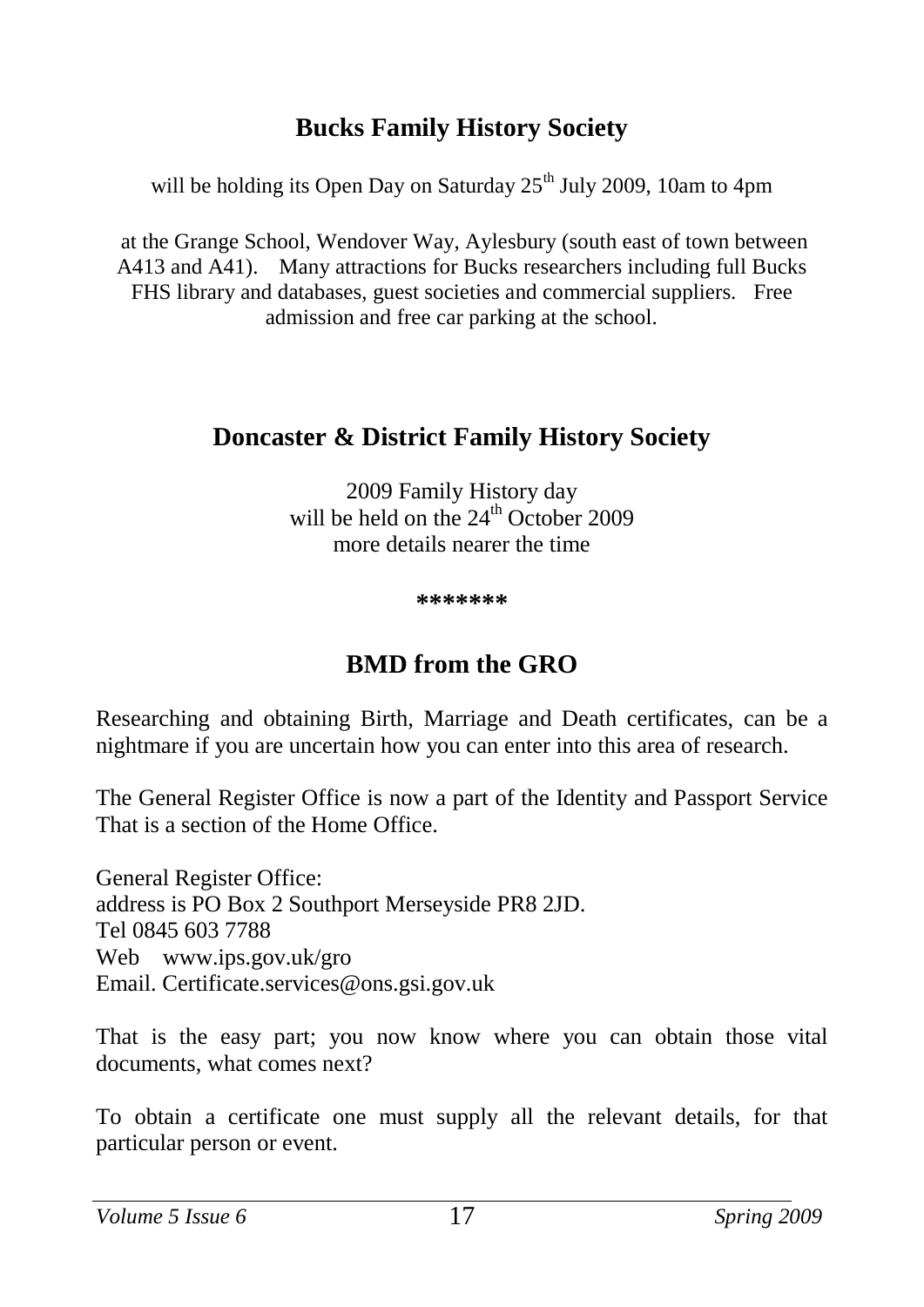## Bucks Family History Society

will be holding its Open Day on Saturday 25th July 2009, 10am to 4pm

at the Grange School, Wendover Way, Aylesbury (south east of town between A413 and A41). Many attractions for Bucks researchers including full Bucks FHS library and databases, guest societies and commercial suppliers. Free admission and free car parking at the school.

## Doncaster & District Family History Society

2009 Family History day
will be held on the 24th October 2009
more details nearer the time

*******

## BMD from the GRO

Researching and obtaining Birth, Marriage and Death certificates, can be a nightmare if you are uncertain how you can enter into this area of research.

The General Register Office is now a part of the Identity and Passport Service That is a section of the Home Office.

General Register Office:
address is PO Box 2 Southport Merseyside PR8 2JD.
Tel 0845 603 7788
Web www.ips.gov.uk/gro
Email. Certificate.services@ons.gsi.gov.uk

That is the easy part; you now know where you can obtain those vital documents, what comes next?

To obtain a certificate one must supply all the relevant details, for that particular person or event.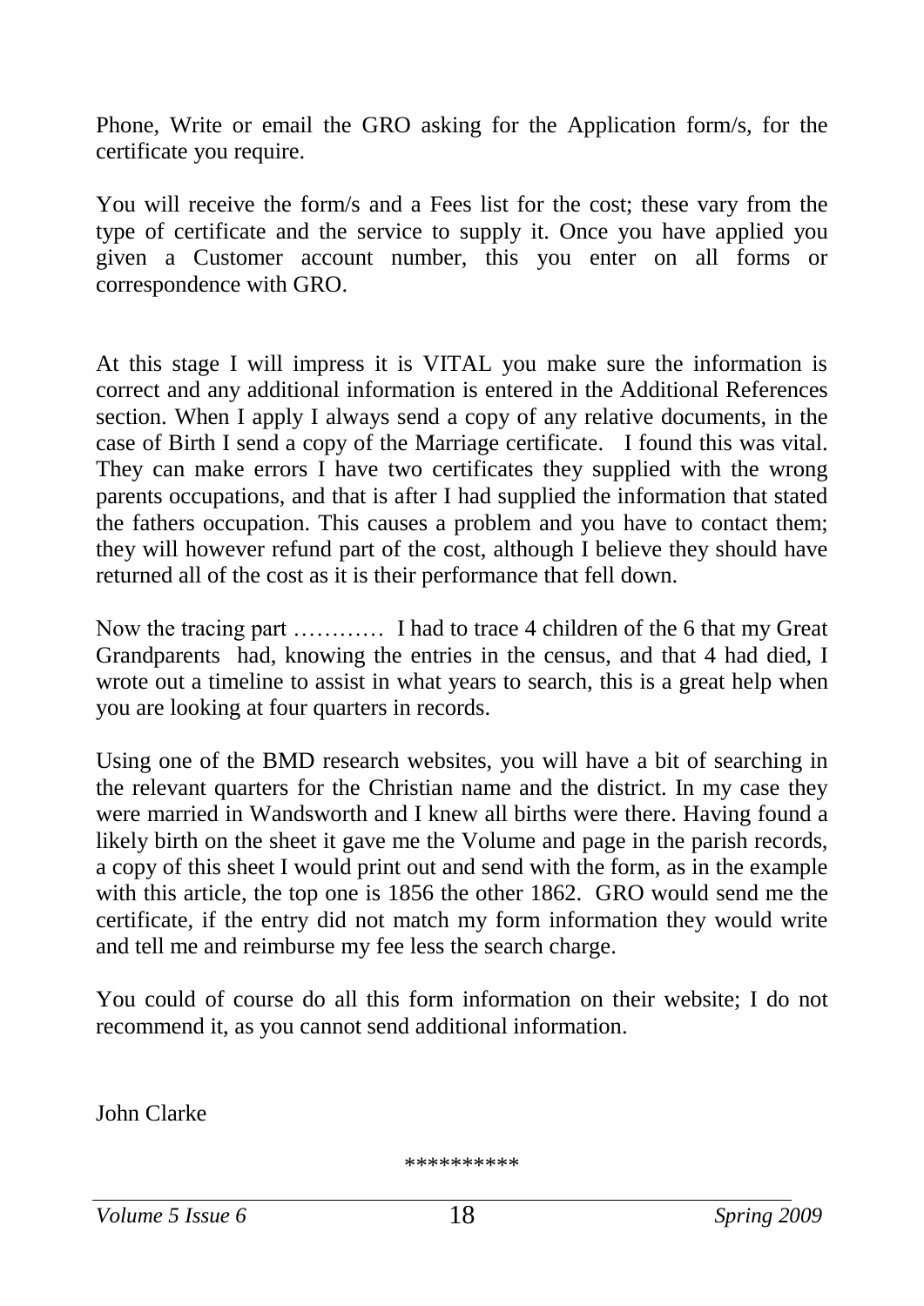Phone, Write or email the GRO asking for the Application form/s, for the certificate you require.

You will receive the form/s and a Fees list for the cost; these vary from the type of certificate and the service to supply it. Once you have applied you given a Customer account number, this you enter on all forms or correspondence with GRO.

At this stage I will impress it is VITAL you make sure the information is correct and any additional information is entered in the Additional References section. When I apply I always send a copy of any relative documents, in the case of Birth I send a copy of the Marriage certificate. I found this was vital. They can make errors I have two certificates they supplied with the wrong parents occupations, and that is after I had supplied the information that stated the fathers occupation. This causes a problem and you have to contact them; they will however refund part of the cost, although I believe they should have returned all of the cost as it is their performance that fell down.

Now the tracing part ………… I had to trace 4 children of the 6 that my Great Grandparents had, knowing the entries in the census, and that 4 had died, I wrote out a timeline to assist in what years to search, this is a great help when you are looking at four quarters in records.

Using one of the BMD research websites, you will have a bit of searching in the relevant quarters for the Christian name and the district. In my case they were married in Wandsworth and I knew all births were there. Having found a likely birth on the sheet it gave me the Volume and page in the parish records, a copy of this sheet I would print out and send with the form, as in the example with this article, the top one is 1856 the other 1862. GRO would send me the certificate, if the entry did not match my form information they would write and tell me and reimburse my fee less the search charge.

You could of course do all this form information on their website; I do not recommend it, as you cannot send additional information.

John Clarke

**********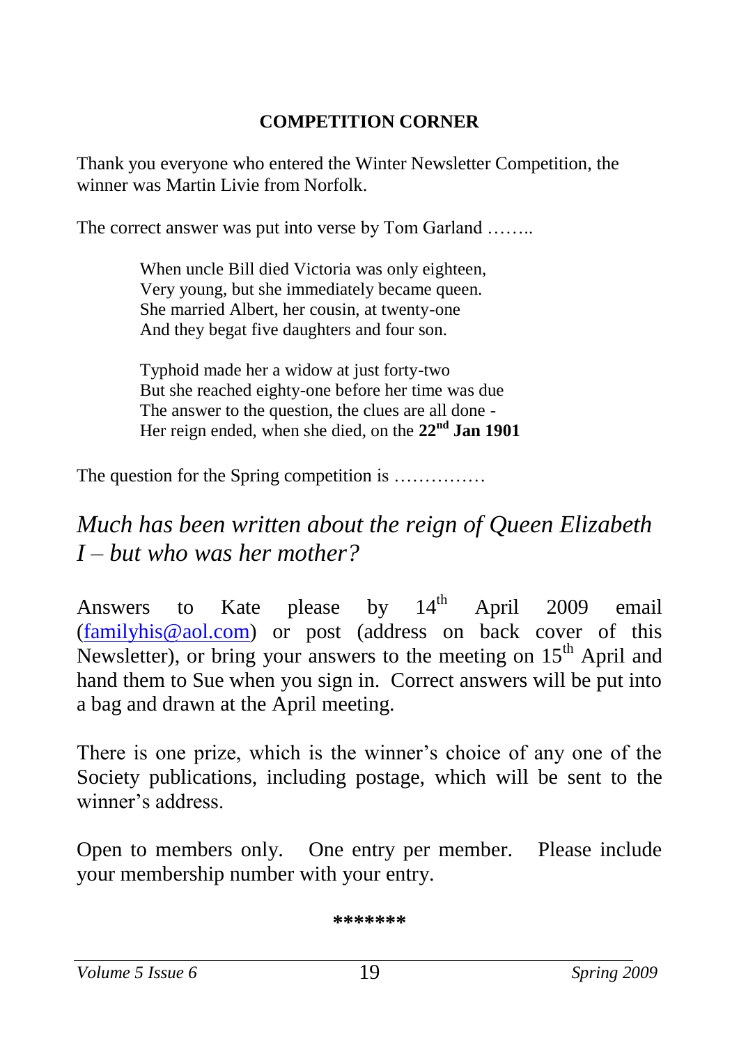## COMPETITION CORNER

Thank you everyone who entered the Winter Newsletter Competition, the winner was Martin Livie from Norfolk.

The correct answer was put into verse by Tom Garland ……..

> When uncle Bill died Victoria was only eighteen,
> Very young, but she immediately became queen.
> She married Albert, her cousin, at twenty-one
> And they begat five daughters and four son.
>
> Typhoid made her a widow at just forty-two
> But she reached eighty-one before her time was due
> The answer to the question, the clues are all done -
> Her reign ended, when she died, on the **22nd Jan 1901**

The question for the Spring competition is ……………

*Much has been written about the reign of Queen Elizabeth I – but who was her mother?*

Answers to Kate please by 14th April 2009 email (familyhis@aol.com) or post (address on back cover of this Newsletter), or bring your answers to the meeting on 15th April and hand them to Sue when you sign in. Correct answers will be put into a bag and drawn at the April meeting.

There is one prize, which is the winner's choice of any one of the Society publications, including postage, which will be sent to the winner's address.

Open to members only. One entry per member. Please include your membership number with your entry.

*******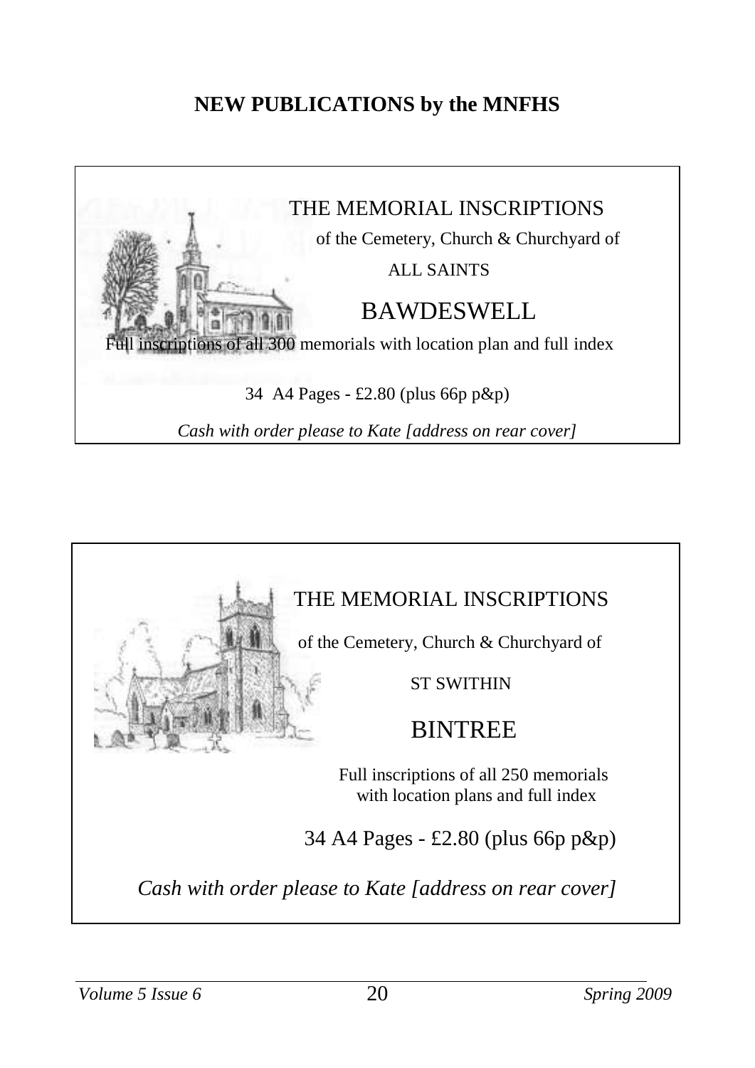## NEW PUBLICATIONS by the MNFHS

THE MEMORIAL INSCRIPTIONS

of the Cemetery, Church & Churchyard of

ALL SAINTS

BAWDESWELL

Full inscriptions of all 300 memorials with location plan and full index

34 A4 Pages - £2.80 (plus 66p p&p)

*Cash with order please to Kate [address on rear cover]*

---

THE MEMORIAL INSCRIPTIONS

of the Cemetery, Church & Churchyard of

ST SWITHIN

BINTREE

Full inscriptions of all 250 memorials with location plans and full index

34 A4 Pages - £2.80 (plus 66p p&p)

*Cash with order please to Kate [address on rear cover]*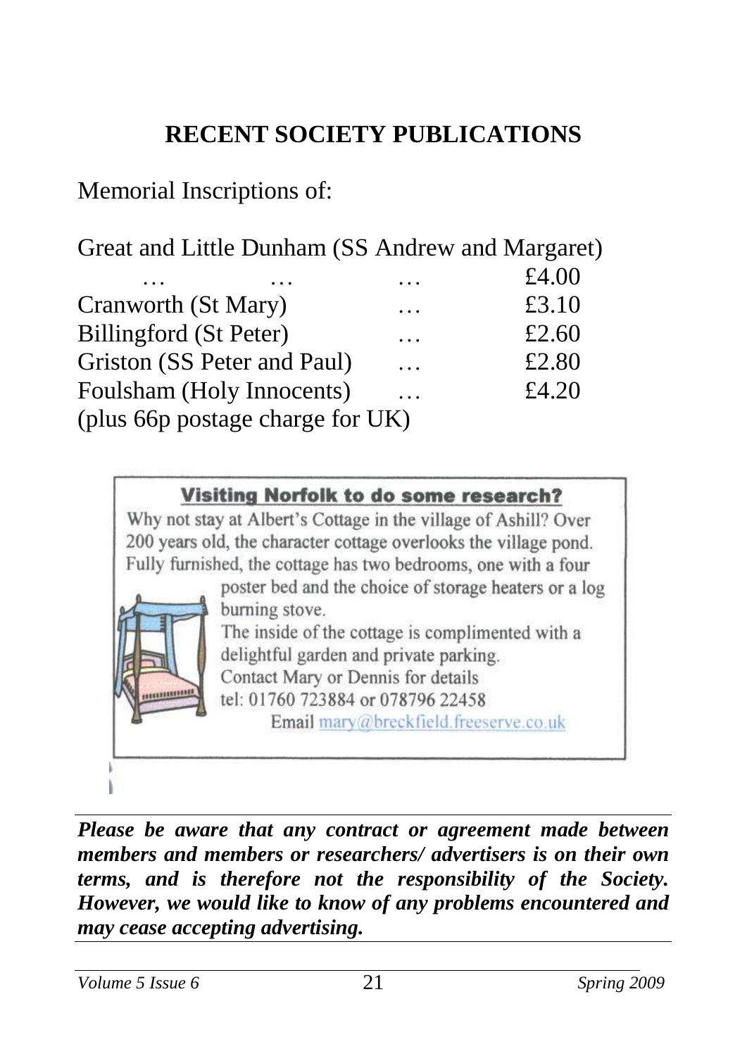## RECENT SOCIETY PUBLICATIONS

Memorial Inscriptions of:

| | | |
|---|---|---|
| Great and Little Dunham (SS Andrew and Margaret) … … | … | £4.00 |
| Cranworth (St Mary) | … | £3.10 |
| Billingford (St Peter) | … | £2.60 |
| Griston (SS Peter and Paul) | … | £2.80 |
| Foulsham (Holy Innocents) | … | £4.20 |

(plus 66p postage charge for UK)

**Visiting Norfolk to do some research?**

Why not stay at Albert's Cottage in the village of Ashill? Over 200 years old, the character cottage overlooks the village pond. Fully furnished, the cottage has two bedrooms, one with a four poster bed and the choice of storage heaters or a log burning stove.

The inside of the cottage is complimented with a delightful garden and private parking.

Contact Mary or Dennis for details

tel: 01760 723884 or 078796 22458

Email mary@breckfield.freeserve.co.uk

***Please be aware that any contract or agreement made between members and members or researchers/ advertisers is on their own terms, and is therefore not the responsibility of the Society. However, we would like to know of any problems encountered and may cease accepting advertising.***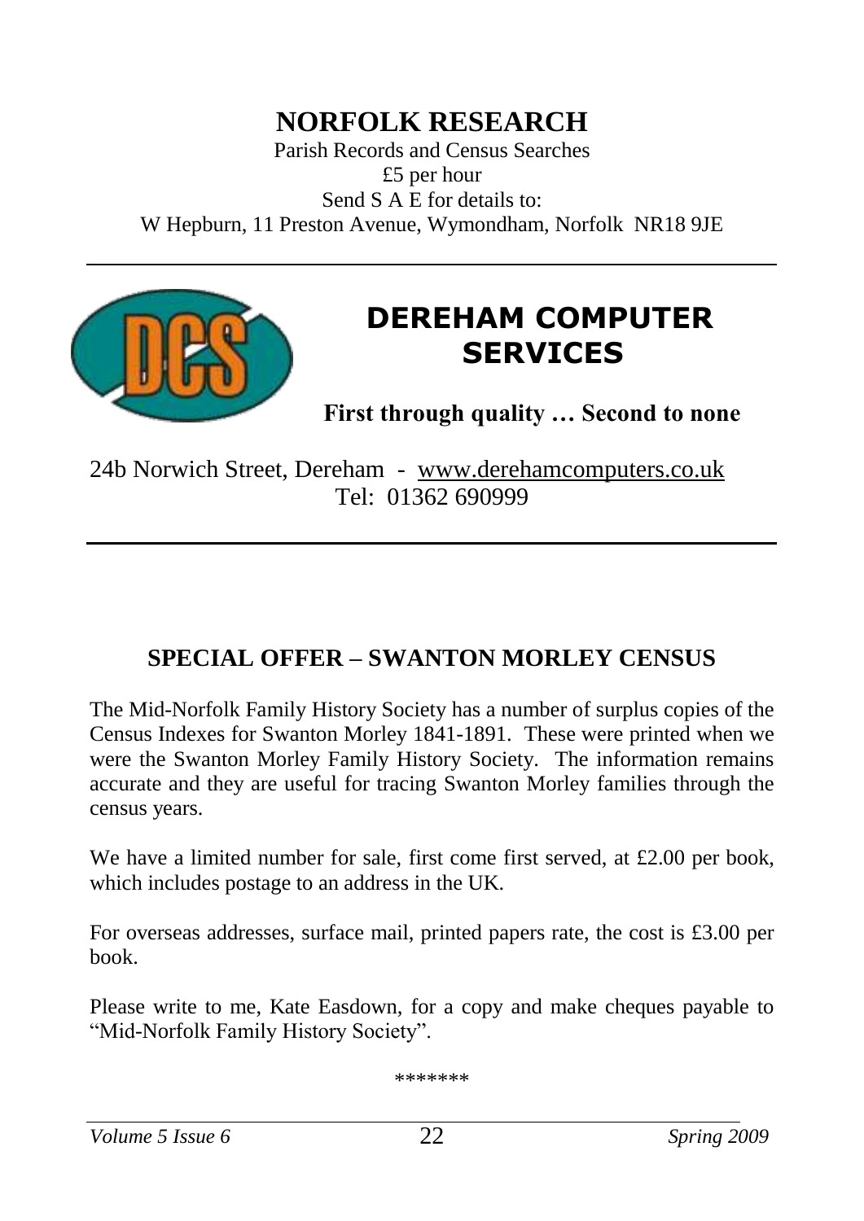# NORFOLK RESEARCH

Parish Records and Census Searches
£5 per hour
Send S A E for details to:
W Hepburn, 11 Preston Avenue, Wymondham, Norfolk NR18 9JE

---

## DEREHAM COMPUTER SERVICES

**First through quality … Second to none**

24b Norwich Street, Dereham - www.derehamcomputers.co.uk
Tel: 01362 690999

---

## SPECIAL OFFER – SWANTON MORLEY CENSUS

The Mid-Norfolk Family History Society has a number of surplus copies of the Census Indexes for Swanton Morley 1841-1891. These were printed when we were the Swanton Morley Family History Society. The information remains accurate and they are useful for tracing Swanton Morley families through the census years.

We have a limited number for sale, first come first served, at £2.00 per book, which includes postage to an address in the UK.

For overseas addresses, surface mail, printed papers rate, the cost is £3.00 per book.

Please write to me, Kate Easdown, for a copy and make cheques payable to "Mid-Norfolk Family History Society".

*******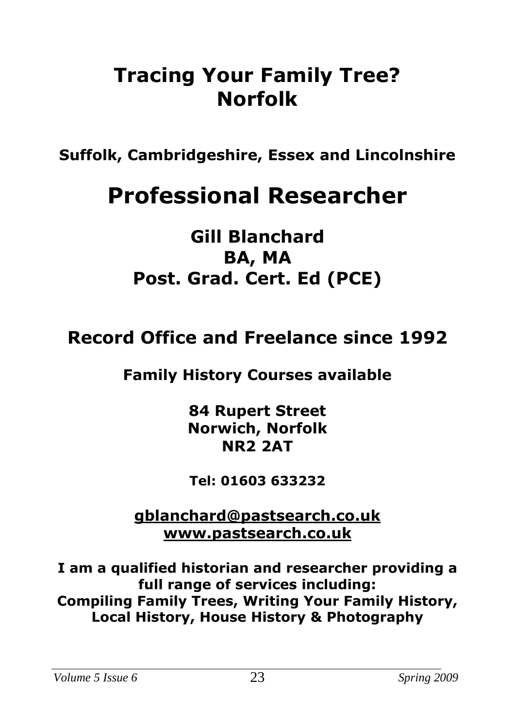# Tracing Your Family Tree? Norfolk

**Suffolk, Cambridgeshire, Essex and Lincolnshire**

# Professional Researcher

## Gill Blanchard
## BA, MA
## Post. Grad. Cert. Ed (PCE)

## Record Office and Freelance since 1992

**Family History Courses available**

**84 Rupert Street**
**Norwich, Norfolk**
**NR2 2AT**

**Tel: 01603 633232**

**gblanchard@pastsearch.co.uk**
**www.pastsearch.co.uk**

**I am a qualified historian and researcher providing a full range of services including:**
**Compiling Family Trees, Writing Your Family History, Local History, House History & Photography**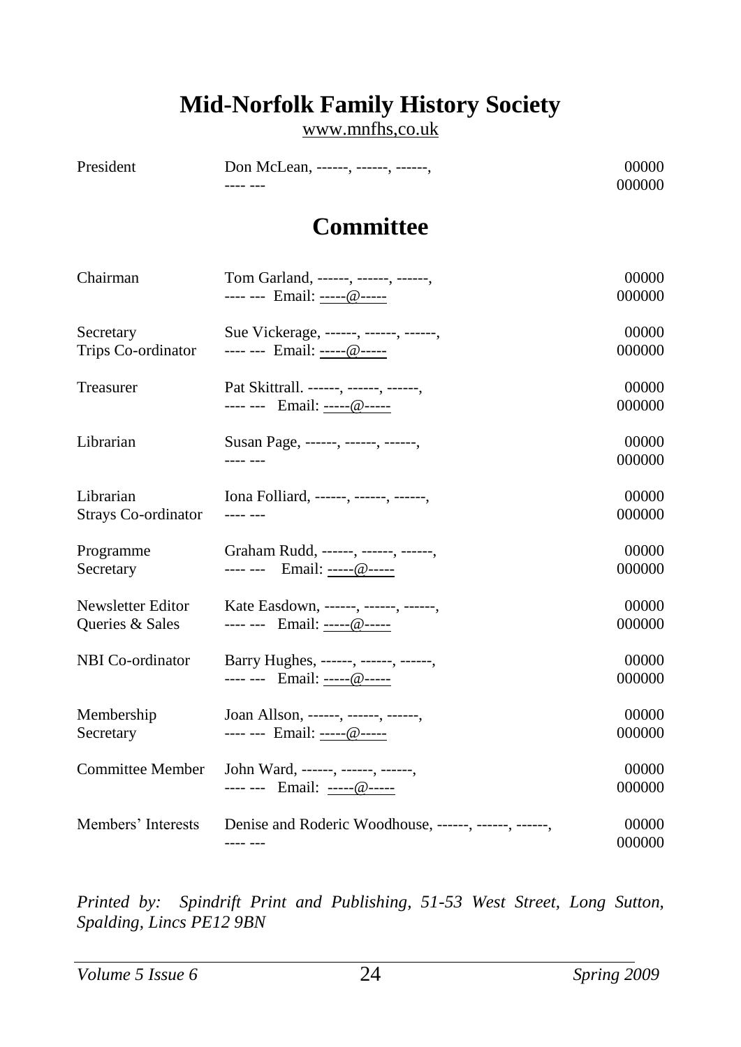# Mid-Norfolk Family History Society

www.mnfhs,co.uk

| | | |
|---|---|---|
| President | Don McLean, ------, ------, ------,<br>---- --- | 00000<br>000000 |

## Committee

| | | |
|---|---|---|
| Chairman | Tom Garland, ------, ------, ------,<br>---- --- Email: -----@----- | 00000<br>000000 |
| Secretary<br>Trips Co-ordinator | Sue Vickerage, ------, ------, ------,<br>---- --- Email: -----@----- | 00000<br>000000 |
| Treasurer | Pat Skittrall. ------, ------, ------,<br>---- --- Email: -----@----- | 00000<br>000000 |
| Librarian | Susan Page, ------, ------, ------,<br>---- --- | 00000<br>000000 |
| Librarian<br>Strays Co-ordinator | Iona Folliard, ------, ------, ------,<br>---- --- | 00000<br>000000 |
| Programme<br>Secretary | Graham Rudd, ------, ------, ------,<br>---- --- Email: -----@----- | 00000<br>000000 |
| Newsletter Editor<br>Queries & Sales | Kate Easdown, ------, ------, ------,<br>---- --- Email: -----@----- | 00000<br>000000 |
| NBI Co-ordinator | Barry Hughes, ------, ------, ------,<br>---- --- Email: -----@----- | 00000<br>000000 |
| Membership<br>Secretary | Joan Allson, ------, ------, ------,<br>---- --- Email: -----@----- | 00000<br>000000 |
| Committee Member | John Ward, ------, ------, ------,<br>---- --- Email: -----@----- | 00000<br>000000 |
| Members' Interests | Denise and Roderic Woodhouse, ------, ------, ------,<br>---- --- | 00000<br>000000 |

*Printed by: Spindrift Print and Publishing, 51-53 West Street, Long Sutton, Spalding, Lincs PE12 9BN*